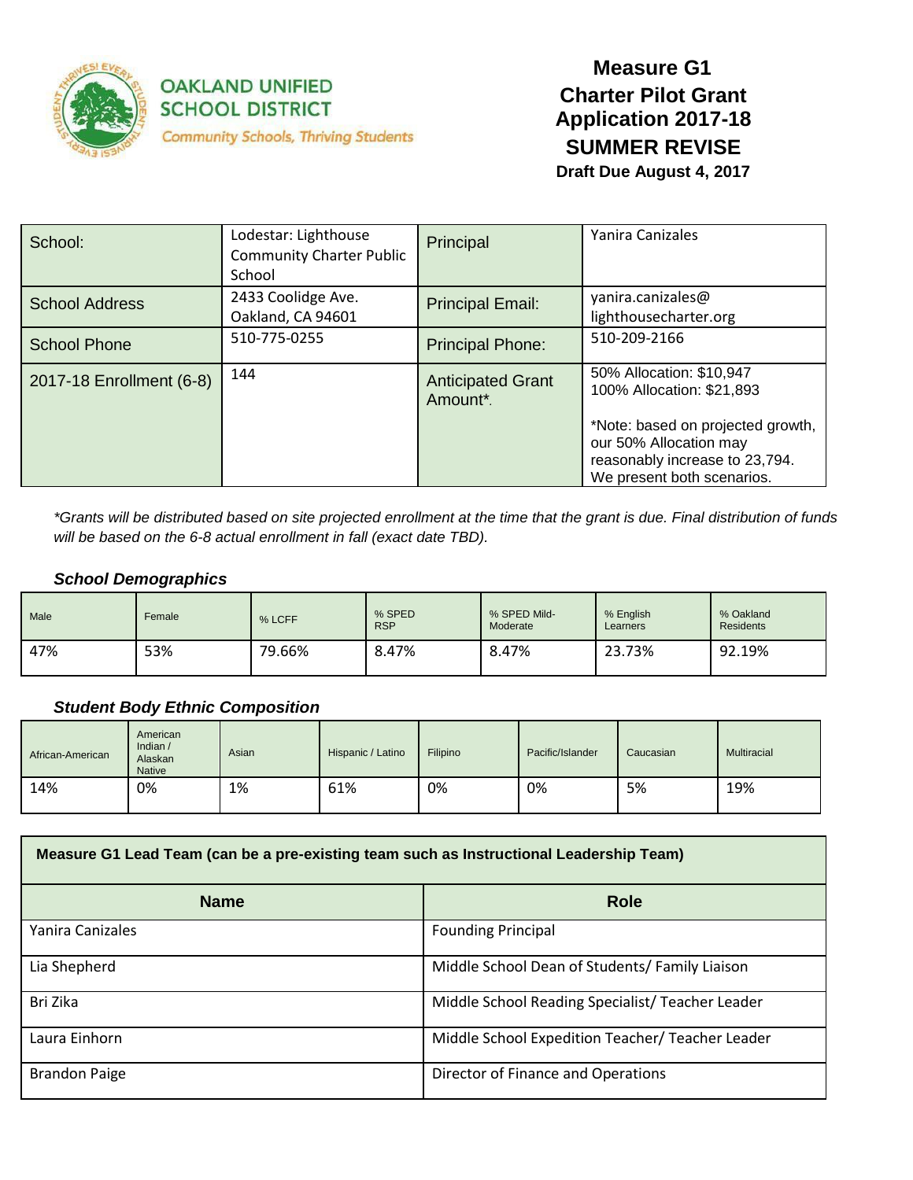OAKLAND UNIFIED SCHOOL DISTRICT
Community Schools, Thriving Students

# Measure G1 Charter Pilot Grant Application 2017-18

## SUMMER REVISE

**Draft Due August 4, 2017**

| School: | Lodestar: Lighthouse Community Charter Public School | Principal | Yanira Canizales |
|---|---|---|---|
| School Address | 2433 Coolidge Ave. Oakland, CA 94601 | Principal Email: | yanira.canizales@lighthousecharter.org |
| School Phone | 510-775-0255 | Principal Phone: | 510-209-2166 |
| 2017-18 Enrollment (6-8) | 144 | Anticipated Grant Amount*. | 50% Allocation: $10,947<br>100% Allocation: $21,893<br><br>*Note: based on projected growth, our 50% Allocation may reasonably increase to 23,794. We present both scenarios. |

*\*Grants will be distributed based on site projected enrollment at the time that the grant is due. Final distribution of funds will be based on the 6-8 actual enrollment in fall (exact date TBD).*

### *School Demographics*

| Male | Female | % LCFF | % SPED RSP | % SPED Mild-Moderate | % English Learners | % Oakland Residents |
|---|---|---|---|---|---|---|
| 47% | 53% | 79.66% | 8.47% | 8.47% | 23.73% | 92.19% |

### *Student Body Ethnic Composition*

| African-American | American Indian / Alaskan Native | Asian | Hispanic / Latino | Filipino | Pacific/Islander | Caucasian | Multiracial |
|---|---|---|---|---|---|---|---|
| 14% | 0% | 1% | 61% | 0% | 0% | 5% | 19% |

| Measure G1 Lead Team (can be a pre-existing team such as Instructional Leadership Team) | |
|---|---|
| **Name** | **Role** |
| Yanira Canizales | Founding Principal |
| Lia Shepherd | Middle School Dean of Students/ Family Liaison |
| Bri Zika | Middle School Reading Specialist/ Teacher Leader |
| Laura Einhorn | Middle School Expedition Teacher/ Teacher Leader |
| Brandon Paige | Director of Finance and Operations |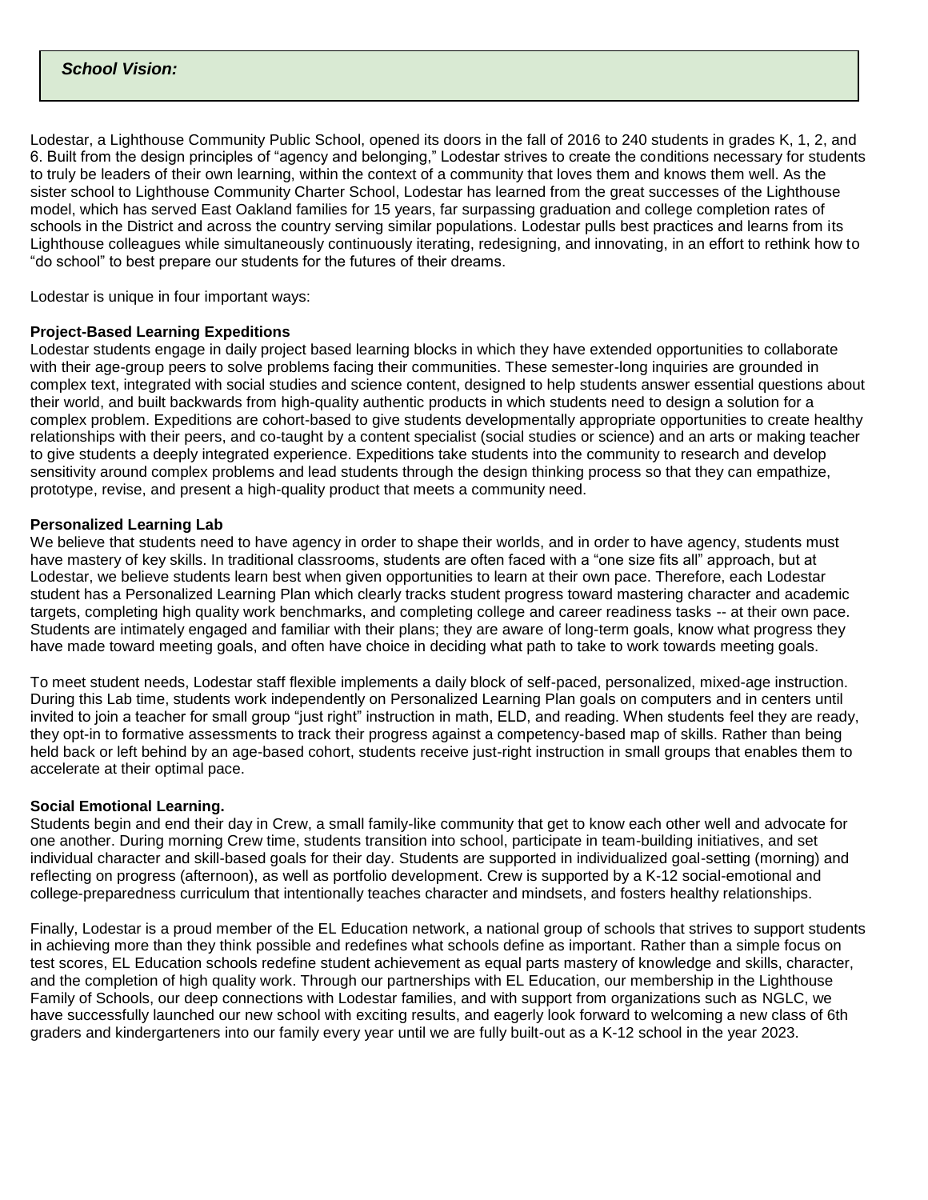***School Vision:***

Lodestar, a Lighthouse Community Public School, opened its doors in the fall of 2016 to 240 students in grades K, 1, 2, and 6. Built from the design principles of "agency and belonging," Lodestar strives to create the conditions necessary for students to truly be leaders of their own learning, within the context of a community that loves them and knows them well. As the sister school to Lighthouse Community Charter School, Lodestar has learned from the great successes of the Lighthouse model, which has served East Oakland families for 15 years, far surpassing graduation and college completion rates of schools in the District and across the country serving similar populations. Lodestar pulls best practices and learns from its Lighthouse colleagues while simultaneously continuously iterating, redesigning, and innovating, in an effort to rethink how to "do school" to best prepare our students for the futures of their dreams.

Lodestar is unique in four important ways:

**Project-Based Learning Expeditions**

Lodestar students engage in daily project based learning blocks in which they have extended opportunities to collaborate with their age-group peers to solve problems facing their communities. These semester-long inquiries are grounded in complex text, integrated with social studies and science content, designed to help students answer essential questions about their world, and built backwards from high-quality authentic products in which students need to design a solution for a complex problem. Expeditions are cohort-based to give students developmentally appropriate opportunities to create healthy relationships with their peers, and co-taught by a content specialist (social studies or science) and an arts or making teacher to give students a deeply integrated experience. Expeditions take students into the community to research and develop sensitivity around complex problems and lead students through the design thinking process so that they can empathize, prototype, revise, and present a high-quality product that meets a community need.

**Personalized Learning Lab**

We believe that students need to have agency in order to shape their worlds, and in order to have agency, students must have mastery of key skills. In traditional classrooms, students are often faced with a "one size fits all" approach, but at Lodestar, we believe students learn best when given opportunities to learn at their own pace. Therefore, each Lodestar student has a Personalized Learning Plan which clearly tracks student progress toward mastering character and academic targets, completing high quality work benchmarks, and completing college and career readiness tasks -- at their own pace. Students are intimately engaged and familiar with their plans; they are aware of long-term goals, know what progress they have made toward meeting goals, and often have choice in deciding what path to take to work towards meeting goals.

To meet student needs, Lodestar staff flexible implements a daily block of self-paced, personalized, mixed-age instruction. During this Lab time, students work independently on Personalized Learning Plan goals on computers and in centers until invited to join a teacher for small group "just right" instruction in math, ELD, and reading. When students feel they are ready, they opt-in to formative assessments to track their progress against a competency-based map of skills. Rather than being held back or left behind by an age-based cohort, students receive just-right instruction in small groups that enables them to accelerate at their optimal pace.

**Social Emotional Learning.**

Students begin and end their day in Crew, a small family-like community that get to know each other well and advocate for one another. During morning Crew time, students transition into school, participate in team-building initiatives, and set individual character and skill-based goals for their day. Students are supported in individualized goal-setting (morning) and reflecting on progress (afternoon), as well as portfolio development. Crew is supported by a K-12 social-emotional and college-preparedness curriculum that intentionally teaches character and mindsets, and fosters healthy relationships.

Finally, Lodestar is a proud member of the EL Education network, a national group of schools that strives to support students in achieving more than they think possible and redefines what schools define as important. Rather than a simple focus on test scores, EL Education schools redefine student achievement as equal parts mastery of knowledge and skills, character, and the completion of high quality work. Through our partnerships with EL Education, our membership in the Lighthouse Family of Schools, our deep connections with Lodestar families, and with support from organizations such as NGLC, we have successfully launched our new school with exciting results, and eagerly look forward to welcoming a new class of 6th graders and kindergarteners into our family every year until we are fully built-out as a K-12 school in the year 2023.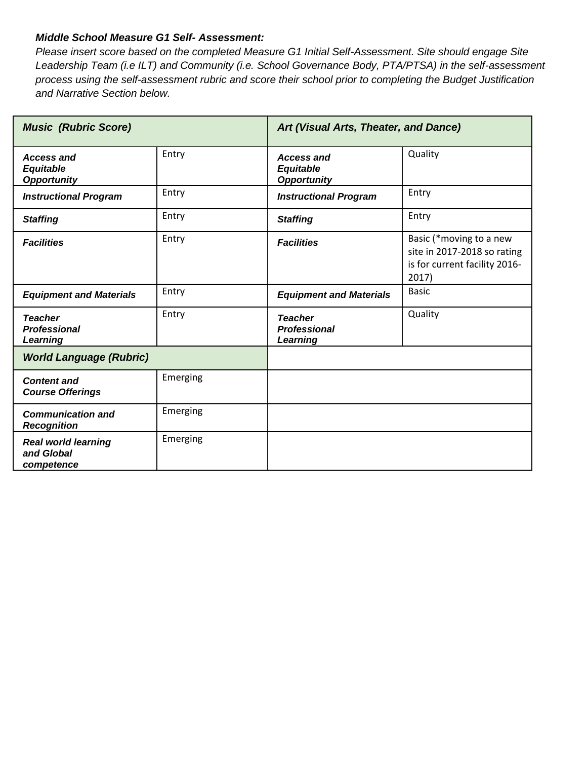***Middle School Measure G1 Self- Assessment:***

*Please insert score based on the completed Measure G1 Initial Self-Assessment. Site should engage Site Leadership Team (i.e ILT) and Community (i.e. School Governance Body, PTA/PTSA) in the self-assessment process using the self-assessment rubric and score their school prior to completing the Budget Justification and Narrative Section below.*

| ***Music (Rubric Score)*** | | ***Art (Visual Arts, Theater, and Dance)*** | |
|---|---|---|---|
| ***Access and Equitable Opportunity*** | Entry | ***Access and Equitable Opportunity*** | Quality |
| ***Instructional Program*** | Entry | ***Instructional Program*** | Entry |
| ***Staffing*** | Entry | ***Staffing*** | Entry |
| ***Facilities*** | Entry | ***Facilities*** | Basic (*moving to a new site in 2017-2018 so rating is for current facility 2016-2017) |
| ***Equipment and Materials*** | Entry | ***Equipment and Materials*** | Basic |
| ***Teacher Professional Learning*** | Entry | ***Teacher Professional Learning*** | Quality |
| ***World Language (Rubric)*** | | | |
| ***Content and Course Offerings*** | Emerging | | |
| ***Communication and Recognition*** | Emerging | | |
| ***Real world learning and Global competence*** | Emerging | | |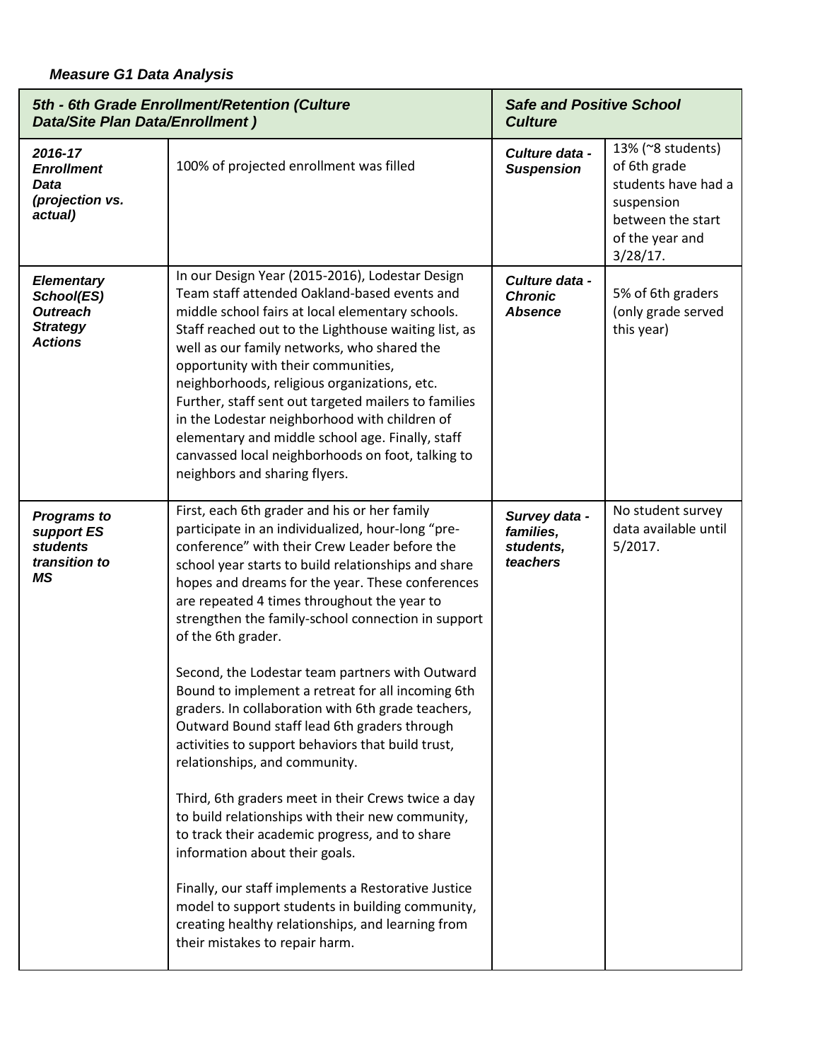***Measure G1 Data Analysis***

| ***5th - 6th Grade Enrollment/Retention (Culture Data/Site Plan Data/Enrollment )*** | | ***Safe and Positive School Culture*** | |
|---|---|---|---|
| ***2016-17 Enrollment Data (projection vs. actual)*** | 100% of projected enrollment was filled | ***Culture data - Suspension*** | 13% (~8 students) of 6th grade students have had a suspension between the start of the year and 3/28/17. |
| ***Elementary School(ES) Outreach Strategy Actions*** | In our Design Year (2015-2016), Lodestar Design Team staff attended Oakland-based events and middle school fairs at local elementary schools. Staff reached out to the Lighthouse waiting list, as well as our family networks, who shared the opportunity with their communities, neighborhoods, religious organizations, etc. Further, staff sent out targeted mailers to families in the Lodestar neighborhood with children of elementary and middle school age. Finally, staff canvassed local neighborhoods on foot, talking to neighbors and sharing flyers. | ***Culture data - Chronic Absence*** | 5% of 6th graders (only grade served this year) |
| ***Programs to support ES students transition to MS*** | First, each 6th grader and his or her family participate in an individualized, hour-long "pre-conference" with their Crew Leader before the school year starts to build relationships and share hopes and dreams for the year. These conferences are repeated 4 times throughout the year to strengthen the family-school connection in support of the 6th grader.<br><br>Second, the Lodestar team partners with Outward Bound to implement a retreat for all incoming 6th graders. In collaboration with 6th grade teachers, Outward Bound staff lead 6th graders through activities to support behaviors that build trust, relationships, and community.<br><br>Third, 6th graders meet in their Crews twice a day to build relationships with their new community, to track their academic progress, and to share information about their goals.<br><br>Finally, our staff implements a Restorative Justice model to support students in building community, creating healthy relationships, and learning from their mistakes to repair harm. | ***Survey data - families, students, teachers*** | No student survey data available until 5/2017. |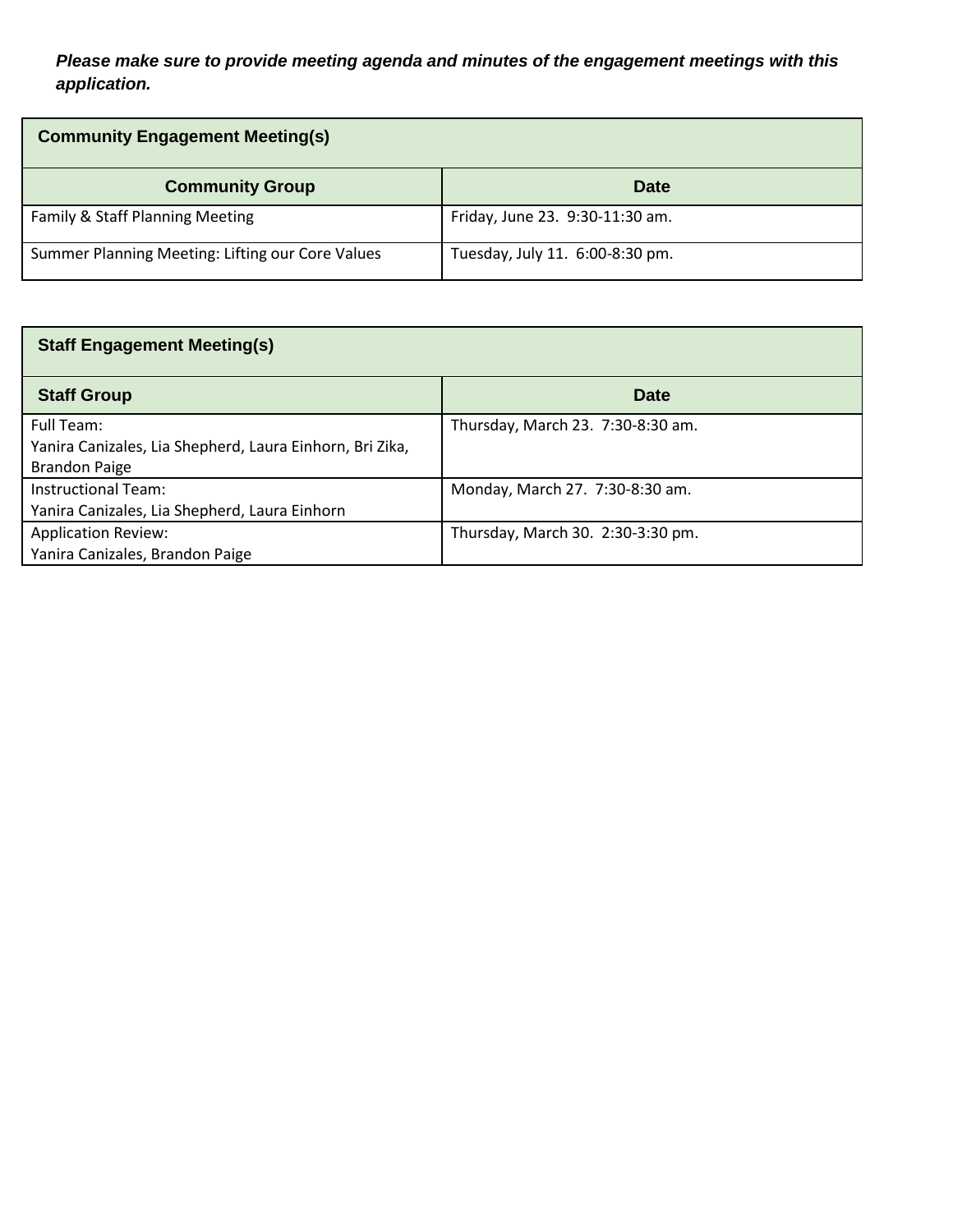***Please make sure to provide meeting agenda and minutes of the engagement meetings with this application.***

| **Community Engagement Meeting(s)** | |
|---|---|
| **Community Group** | **Date** |
| Family & Staff Planning Meeting | Friday, June 23. 9:30-11:30 am. |
| Summer Planning Meeting: Lifting our Core Values | Tuesday, July 11. 6:00-8:30 pm. |

| **Staff Engagement Meeting(s)** | |
|---|---|
| **Staff Group** | **Date** |
| Full Team:<br>Yanira Canizales, Lia Shepherd, Laura Einhorn, Bri Zika, Brandon Paige | Thursday, March 23. 7:30-8:30 am. |
| Instructional Team:<br>Yanira Canizales, Lia Shepherd, Laura Einhorn | Monday, March 27. 7:30-8:30 am. |
| Application Review:<br>Yanira Canizales, Brandon Paige | Thursday, March 30. 2:30-3:30 pm. |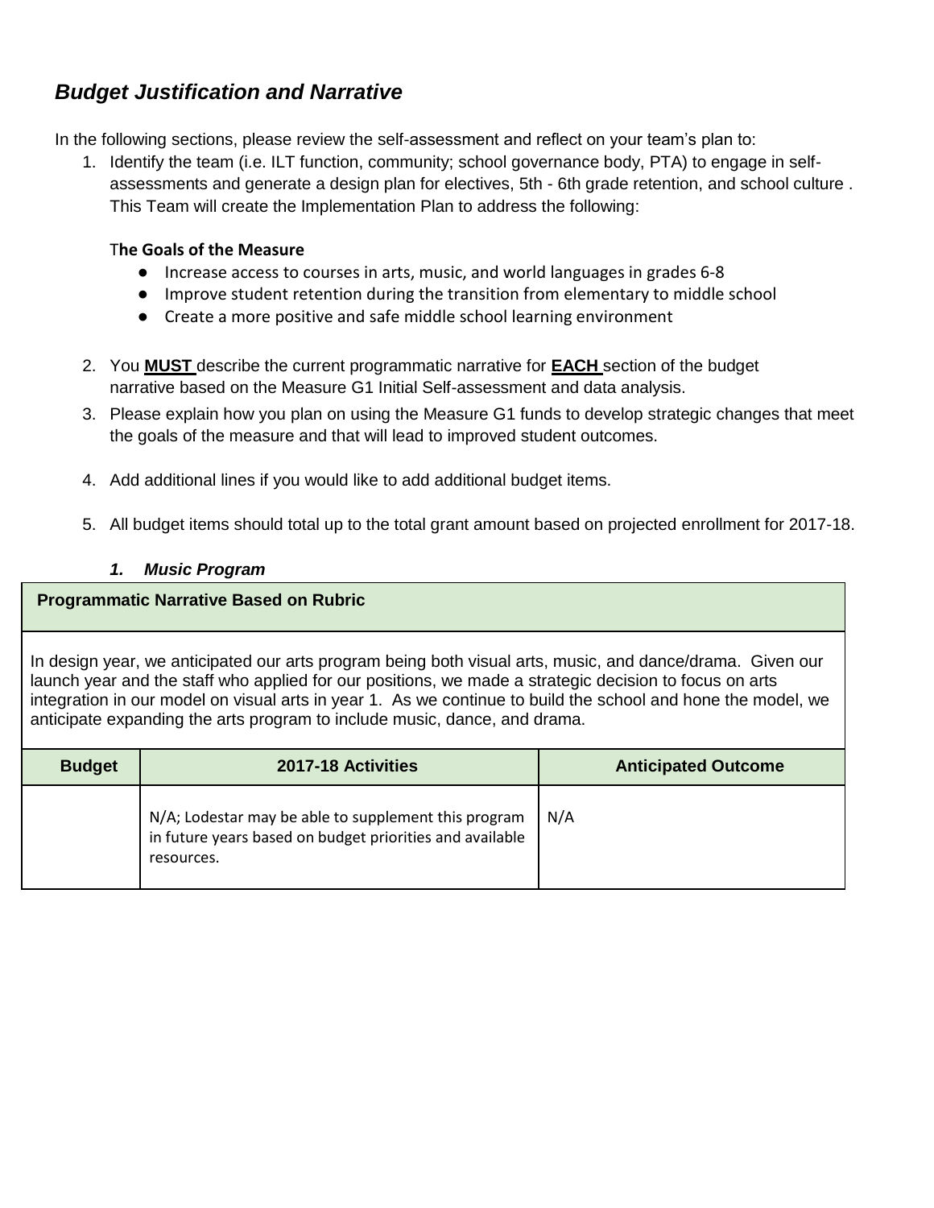## *Budget Justification and Narrative*

In the following sections, please review the self-assessment and reflect on your team's plan to:

1. Identify the team (i.e. ILT function, community; school governance body, PTA) to engage in self-assessments and generate a design plan for electives, 5th - 6th grade retention, and school culture . This Team will create the Implementation Plan to address the following:

   **The Goals of the Measure**

   - Increase access to courses in arts, music, and world languages in grades 6-8
   - Improve student retention during the transition from elementary to middle school
   - Create a more positive and safe middle school learning environment

2. You **MUST** describe the current programmatic narrative for **EACH** section of the budget narrative based on the Measure G1 Initial Self-assessment and data analysis.
3. Please explain how you plan on using the Measure G1 funds to develop strategic changes that meet the goals of the measure and that will lead to improved student outcomes.
4. Add additional lines if you would like to add additional budget items.
5. All budget items should total up to the total grant amount based on projected enrollment for 2017-18.

### *1. Music Program*

**Programmatic Narrative Based on Rubric**

In design year, we anticipated our arts program being both visual arts, music, and dance/drama. Given our launch year and the staff who applied for our positions, we made a strategic decision to focus on arts integration in our model on visual arts in year 1. As we continue to build the school and hone the model, we anticipate expanding the arts program to include music, dance, and drama.

| Budget | 2017-18 Activities | Anticipated Outcome |
|---|---|---|
| | N/A; Lodestar may be able to supplement this program in future years based on budget priorities and available resources. | N/A |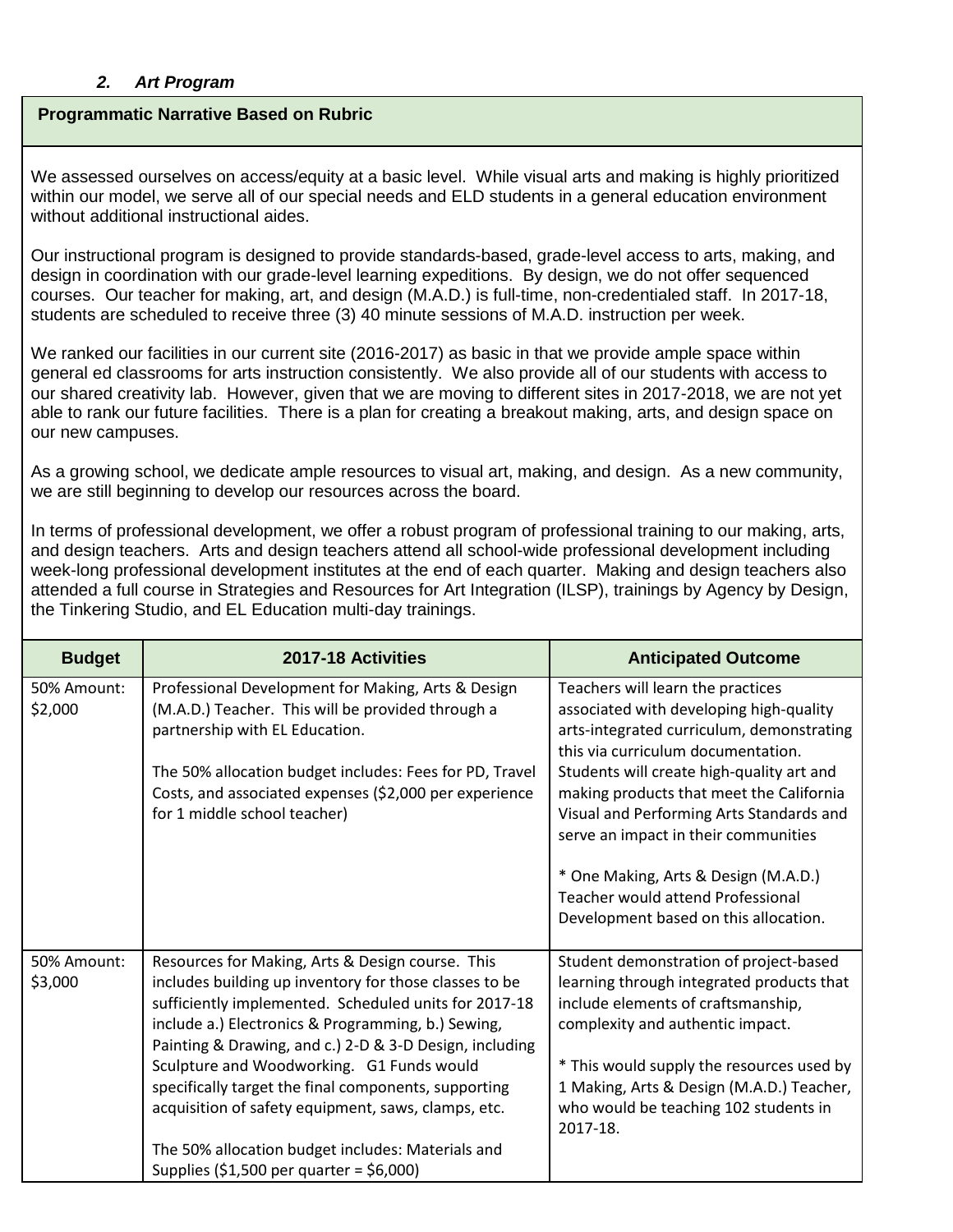### *2. Art Program*

**Programmatic Narrative Based on Rubric**

We assessed ourselves on access/equity at a basic level. While visual arts and making is highly prioritized within our model, we serve all of our special needs and ELD students in a general education environment without additional instructional aides.

Our instructional program is designed to provide standards-based, grade-level access to arts, making, and design in coordination with our grade-level learning expeditions. By design, we do not offer sequenced courses. Our teacher for making, art, and design (M.A.D.) is full-time, non-credentialed staff. In 2017-18, students are scheduled to receive three (3) 40 minute sessions of M.A.D. instruction per week.

We ranked our facilities in our current site (2016-2017) as basic in that we provide ample space within general ed classrooms for arts instruction consistently. We also provide all of our students with access to our shared creativity lab. However, given that we are moving to different sites in 2017-2018, we are not yet able to rank our future facilities. There is a plan for creating a breakout making, arts, and design space on our new campuses.

As a growing school, we dedicate ample resources to visual art, making, and design. As a new community, we are still beginning to develop our resources across the board.

In terms of professional development, we offer a robust program of professional training to our making, arts, and design teachers. Arts and design teachers attend all school-wide professional development including week-long professional development institutes at the end of each quarter. Making and design teachers also attended a full course in Strategies and Resources for Art Integration (ILSP), trainings by Agency by Design, the Tinkering Studio, and EL Education multi-day trainings.

| Budget | 2017-18 Activities | Anticipated Outcome |
|---|---|---|
| 50% Amount: $2,000 | Professional Development for Making, Arts & Design (M.A.D.) Teacher. This will be provided through a partnership with EL Education.<br><br>The 50% allocation budget includes: Fees for PD, Travel Costs, and associated expenses ($2,000 per experience for 1 middle school teacher) | Teachers will learn the practices associated with developing high-quality arts-integrated curriculum, demonstrating this via curriculum documentation. Students will create high-quality art and making products that meet the California Visual and Performing Arts Standards and serve an impact in their communities<br><br>* One Making, Arts & Design (M.A.D.) Teacher would attend Professional Development based on this allocation. |
| 50% Amount: $3,000 | Resources for Making, Arts & Design course. This includes building up inventory for those classes to be sufficiently implemented. Scheduled units for 2017-18 include a.) Electronics & Programming, b.) Sewing, Painting & Drawing, and c.) 2-D & 3-D Design, including Sculpture and Woodworking. G1 Funds would specifically target the final components, supporting acquisition of safety equipment, saws, clamps, etc.<br><br>The 50% allocation budget includes: Materials and Supplies ($1,500 per quarter = $6,000) | Student demonstration of project-based learning through integrated products that include elements of craftsmanship, complexity and authentic impact.<br><br>* This would supply the resources used by 1 Making, Arts & Design (M.A.D.) Teacher, who would be teaching 102 students in 2017-18. |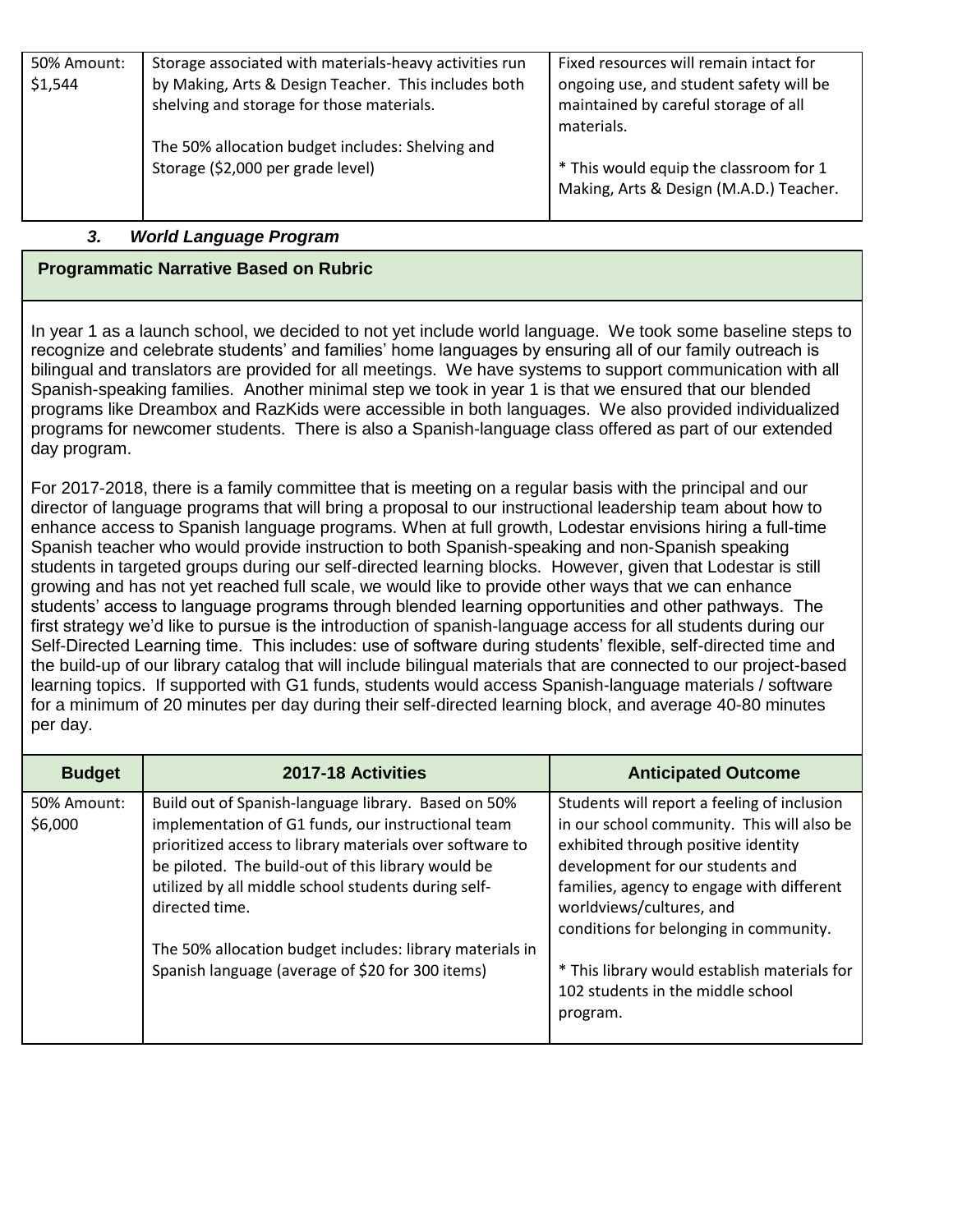| 50% Amount: $1,544 | Storage associated with materials-heavy activities run by Making, Arts & Design Teacher. This includes both shelving and storage for those materials.<br><br>The 50% allocation budget includes: Shelving and Storage ($2,000 per grade level) | Fixed resources will remain intact for ongoing use, and student safety will be maintained by careful storage of all materials.<br><br>* This would equip the classroom for 1 Making, Arts & Design (M.A.D.) Teacher. |
|---|---|---|

### 3. *World Language Program*

**Programmatic Narrative Based on Rubric**

In year 1 as a launch school, we decided to not yet include world language. We took some baseline steps to recognize and celebrate students' and families' home languages by ensuring all of our family outreach is bilingual and translators are provided for all meetings. We have systems to support communication with all Spanish-speaking families. Another minimal step we took in year 1 is that we ensured that our blended programs like Dreambox and RazKids were accessible in both languages. We also provided individualized programs for newcomer students. There is also a Spanish-language class offered as part of our extended day program.

For 2017-2018, there is a family committee that is meeting on a regular basis with the principal and our director of language programs that will bring a proposal to our instructional leadership team about how to enhance access to Spanish language programs. When at full growth, Lodestar envisions hiring a full-time Spanish teacher who would provide instruction to both Spanish-speaking and non-Spanish speaking students in targeted groups during our self-directed learning blocks. However, given that Lodestar is still growing and has not yet reached full scale, we would like to provide other ways that we can enhance students' access to language programs through blended learning opportunities and other pathways. The first strategy we'd like to pursue is the introduction of spanish-language access for all students during our Self-Directed Learning time. This includes: use of software during students' flexible, self-directed time and the build-up of our library catalog that will include bilingual materials that are connected to our project-based learning topics. If supported with G1 funds, students would access Spanish-language materials / software for a minimum of 20 minutes per day during their self-directed learning block, and average 40-80 minutes per day.

| Budget | 2017-18 Activities | Anticipated Outcome |
|---|---|---|
| 50% Amount: $6,000 | Build out of Spanish-language library. Based on 50% implementation of G1 funds, our instructional team prioritized access to library materials over software to be piloted. The build-out of this library would be utilized by all middle school students during self-directed time.<br><br>The 50% allocation budget includes: library materials in Spanish language (average of $20 for 300 items) | Students will report a feeling of inclusion in our school community. This will also be exhibited through positive identity development for our students and families, agency to engage with different worldviews/cultures, and conditions for belonging in community.<br><br>* This library would establish materials for 102 students in the middle school program. |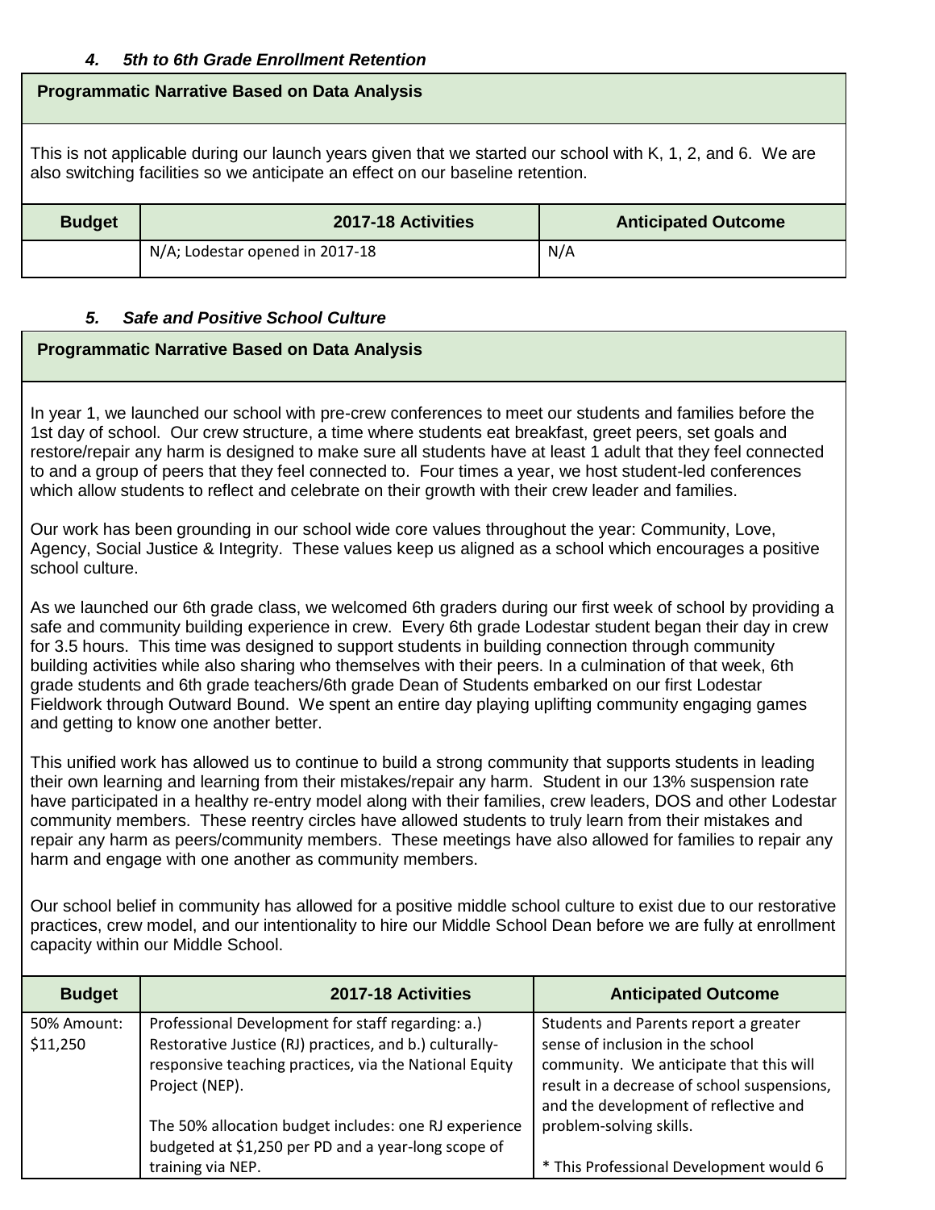#### *4. 5th to 6th Grade Enrollment Retention*

| Programmatic Narrative Based on Data Analysis |
|---|
| This is not applicable during our launch years given that we started our school with K, 1, 2, and 6. We are also switching facilities so we anticipate an effect on our baseline retention. |

| Budget | 2017-18 Activities | Anticipated Outcome |
|---|---|---|
| | N/A; Lodestar opened in 2017-18 | N/A |

#### *5. Safe and Positive School Culture*

**Programmatic Narrative Based on Data Analysis**

In year 1, we launched our school with pre-crew conferences to meet our students and families before the 1st day of school. Our crew structure, a time where students eat breakfast, greet peers, set goals and restore/repair any harm is designed to make sure all students have at least 1 adult that they feel connected to and a group of peers that they feel connected to. Four times a year, we host student-led conferences which allow students to reflect and celebrate on their growth with their crew leader and families.

Our work has been grounding in our school wide core values throughout the year: Community, Love, Agency, Social Justice & Integrity. These values keep us aligned as a school which encourages a positive school culture.

As we launched our 6th grade class, we welcomed 6th graders during our first week of school by providing a safe and community building experience in crew. Every 6th grade Lodestar student began their day in crew for 3.5 hours. This time was designed to support students in building connection through community building activities while also sharing who themselves with their peers. In a culmination of that week, 6th grade students and 6th grade teachers/6th grade Dean of Students embarked on our first Lodestar Fieldwork through Outward Bound. We spent an entire day playing uplifting community engaging games and getting to know one another better.

This unified work has allowed us to continue to build a strong community that supports students in leading their own learning and learning from their mistakes/repair any harm. Student in our 13% suspension rate have participated in a healthy re-entry model along with their families, crew leaders, DOS and other Lodestar community members. These reentry circles have allowed students to truly learn from their mistakes and repair any harm as peers/community members. These meetings have also allowed for families to repair any harm and engage with one another as community members.

Our school belief in community has allowed for a positive middle school culture to exist due to our restorative practices, crew model, and our intentionality to hire our Middle School Dean before we are fully at enrollment capacity within our Middle School.

| Budget | 2017-18 Activities | Anticipated Outcome |
|---|---|---|
| 50% Amount: $11,250 | Professional Development for staff regarding: a.) Restorative Justice (RJ) practices, and b.) culturally-responsive teaching practices, via the National Equity Project (NEP).<br><br>The 50% allocation budget includes: one RJ experience budgeted at $1,250 per PD and a year-long scope of training via NEP. | Students and Parents report a greater sense of inclusion in the school community. We anticipate that this will result in a decrease of school suspensions, and the development of reflective and problem-solving skills.<br><br>* This Professional Development would 6 |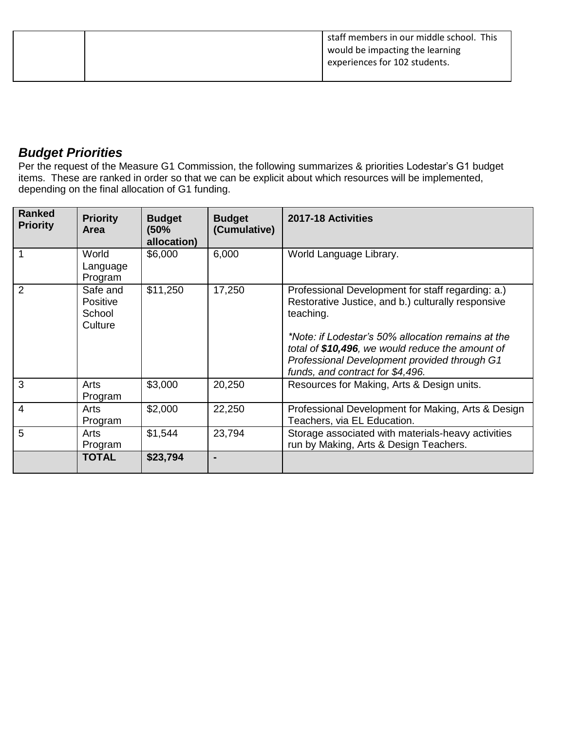| | | staff members in our middle school. This would be impacting the learning experiences for 102 students. |
|---|---|---|

## *Budget Priorities*

Per the request of the Measure G1 Commission, the following summarizes & priorities Lodestar's G1 budget items. These are ranked in order so that we can be explicit about which resources will be implemented, depending on the final allocation of G1 funding.

| Ranked Priority | Priority Area | Budget (50% allocation) | Budget (Cumulative) | 2017-18 Activities |
|---|---|---|---|---|
| 1 | World Language Program | $6,000 | 6,000 | World Language Library. |
| 2 | Safe and Positive School Culture | $11,250 | 17,250 | Professional Development for staff regarding: a.) Restorative Justice, and b.) culturally responsive teaching.<br><br>*\*Note: if Lodestar's 50% allocation remains at the total of **$10,496**, we would reduce the amount of Professional Development provided through G1 funds, and contract for $4,496.* |
| 3 | Arts Program | $3,000 | 20,250 | Resources for Making, Arts & Design units. |
| 4 | Arts Program | $2,000 | 22,250 | Professional Development for Making, Arts & Design Teachers, via EL Education. |
| 5 | Arts Program | $1,544 | 23,794 | Storage associated with materials-heavy activities run by Making, Arts & Design Teachers. |
| | **TOTAL** | **$23,794** | - | |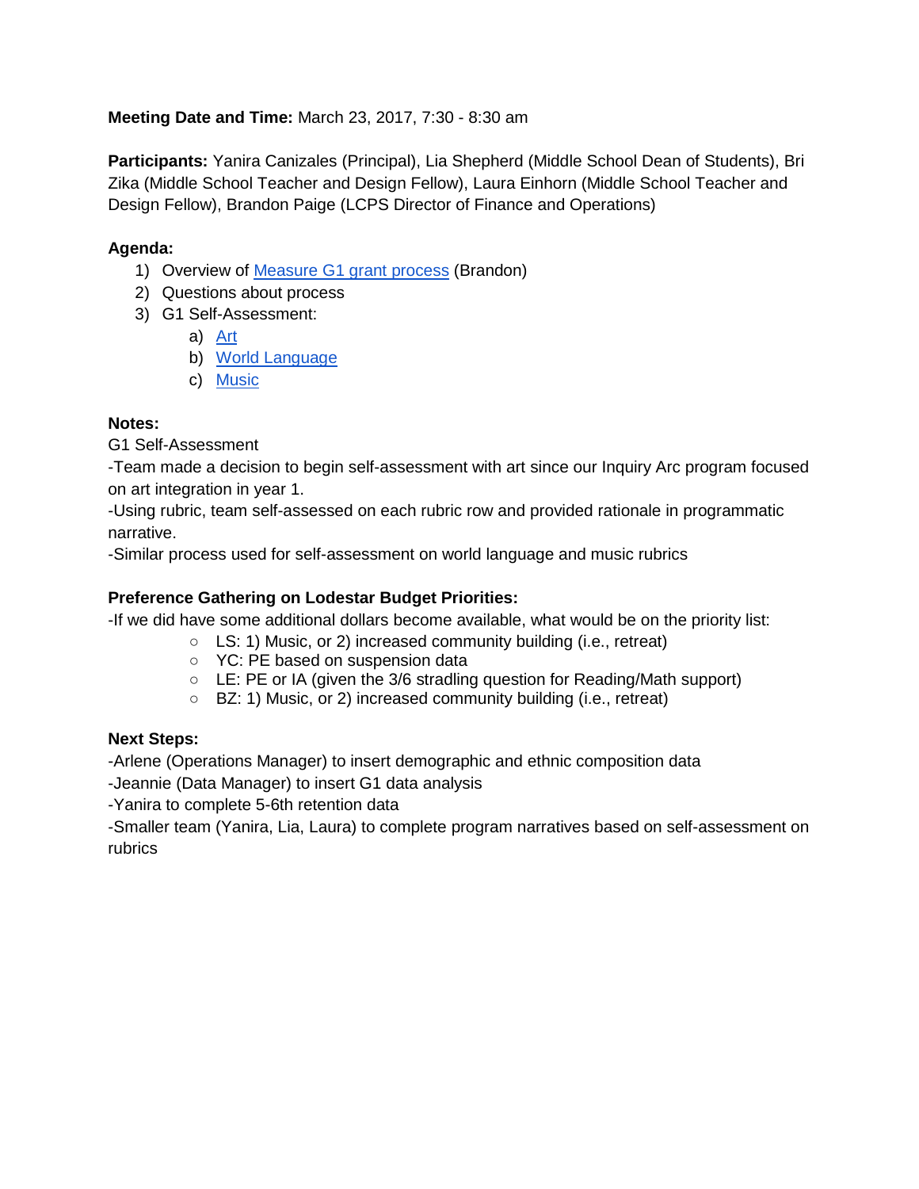**Meeting Date and Time:** March 23, 2017, 7:30 - 8:30 am

**Participants:** Yanira Canizales (Principal), Lia Shepherd (Middle School Dean of Students), Bri Zika (Middle School Teacher and Design Fellow), Laura Einhorn (Middle School Teacher and Design Fellow), Brandon Paige (LCPS Director of Finance and Operations)

**Agenda:**

1) Overview of Measure G1 grant process (Brandon)
2) Questions about process
3) G1 Self-Assessment:
    a) Art
    b) World Language
    c) Music

**Notes:**

G1 Self-Assessment

-Team made a decision to begin self-assessment with art since our Inquiry Arc program focused on art integration in year 1.

-Using rubric, team self-assessed on each rubric row and provided rationale in programmatic narrative.

-Similar process used for self-assessment on world language and music rubrics

**Preference Gathering on Lodestar Budget Priorities:**

-If we did have some additional dollars become available, what would be on the priority list:

- LS: 1) Music, or 2) increased community building (i.e., retreat)
- YC: PE based on suspension data
- LE: PE or IA (given the 3/6 stradling question for Reading/Math support)
- BZ: 1) Music, or 2) increased community building (i.e., retreat)

**Next Steps:**

-Arlene (Operations Manager) to insert demographic and ethnic composition data

-Jeannie (Data Manager) to insert G1 data analysis

-Yanira to complete 5-6th retention data

-Smaller team (Yanira, Lia, Laura) to complete program narratives based on self-assessment on rubrics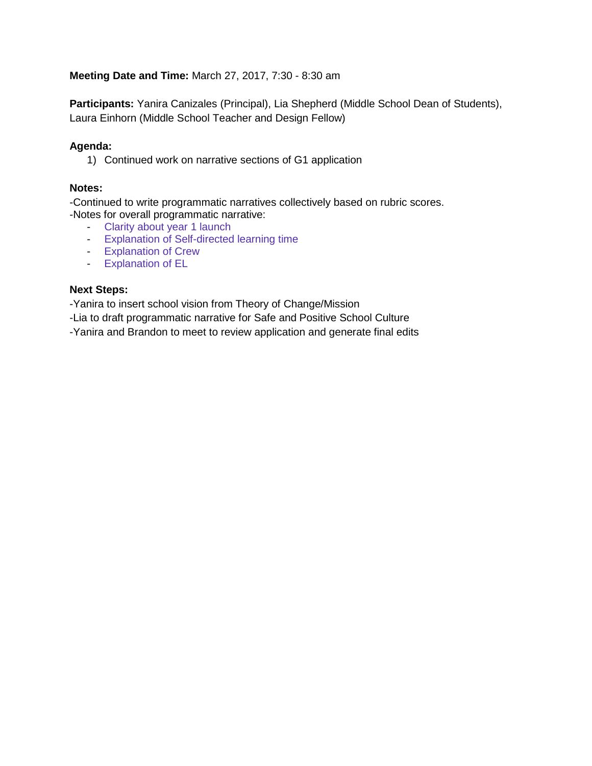**Meeting Date and Time:** March 27, 2017, 7:30 - 8:30 am

**Participants:** Yanira Canizales (Principal), Lia Shepherd (Middle School Dean of Students), Laura Einhorn (Middle School Teacher and Design Fellow)

**Agenda:**

1) Continued work on narrative sections of G1 application

**Notes:**

-Continued to write programmatic narratives collectively based on rubric scores.
-Notes for overall programmatic narrative:

- Clarity about year 1 launch
- Explanation of Self-directed learning time
- Explanation of Crew
- Explanation of EL

**Next Steps:**

-Yanira to insert school vision from Theory of Change/Mission
-Lia to draft programmatic narrative for Safe and Positive School Culture
-Yanira and Brandon to meet to review application and generate final edits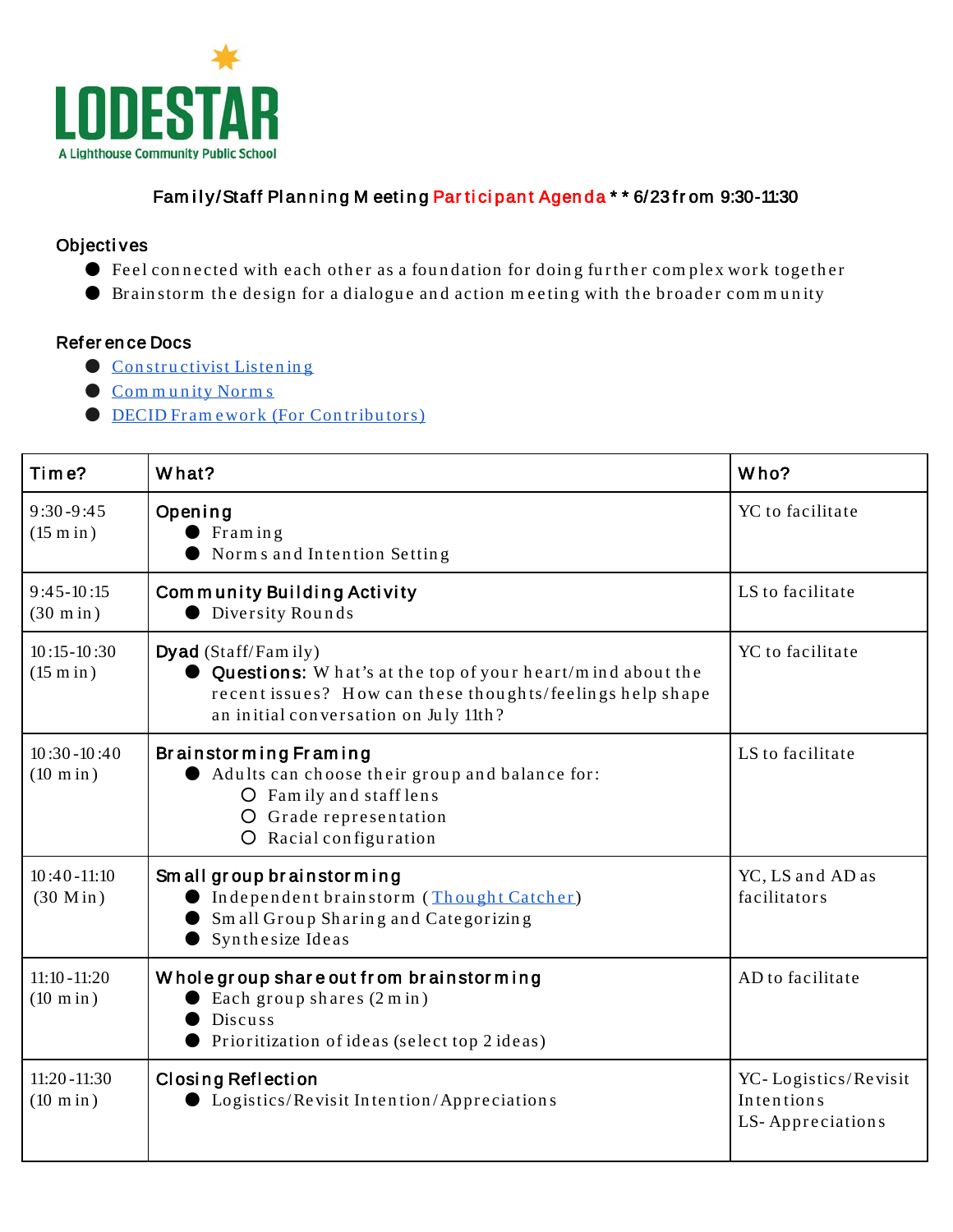LODESTAR
A Lighthouse Community Public School

**Family/Staff Planning Meeting Participant Agenda \*\* 6/23 from 9:30-11:30**

### Objectives

- Feel connected with each other as a foundation for doing further complex work together
- Brainstorm the design for a dialogue and action meeting with the broader community

### Reference Docs

- Constructivist Listening
- Community Norms
- DECID Framework (For Contributors)

| Time? | What? | Who? |
|---|---|---|
| 9:30-9:45 (15 min) | **Opening**<br>● Framing<br>● Norms and Intention Setting | YC to facilitate |
| 9:45-10:15 (30 min) | **Community Building Activity**<br>● Diversity Rounds | LS to facilitate |
| 10:15-10:30 (15 min) | **Dyad** (Staff/Family)<br>● **Questions:** What's at the top of your heart/mind about the recent issues? How can these thoughts/feelings help shape an initial conversation on July 11th? | YC to facilitate |
| 10:30-10:40 (10 min) | **Brainstorming Framing**<br>● Adults can choose their group and balance for:<br>○ Family and staff lens<br>○ Grade representation<br>○ Racial configuration | LS to facilitate |
| 10:40-11:10 (30 Min) | **Small group brainstorming**<br>● Independent brainstorm (Thought Catcher)<br>● Small Group Sharing and Categorizing<br>● Synthesize Ideas | YC, LS and AD as facilitators |
| 11:10-11:20 (10 min) | **Whole group share out from brainstorming**<br>● Each group shares (2 min)<br>● Discuss<br>● Prioritization of ideas (select top 2 ideas) | AD to facilitate |
| 11:20-11:30 (10 min) | **Closing Reflection**<br>● Logistics/Revisit Intention/Appreciations | YC- Logistics/Revisit Intentions<br>LS- Appreciations |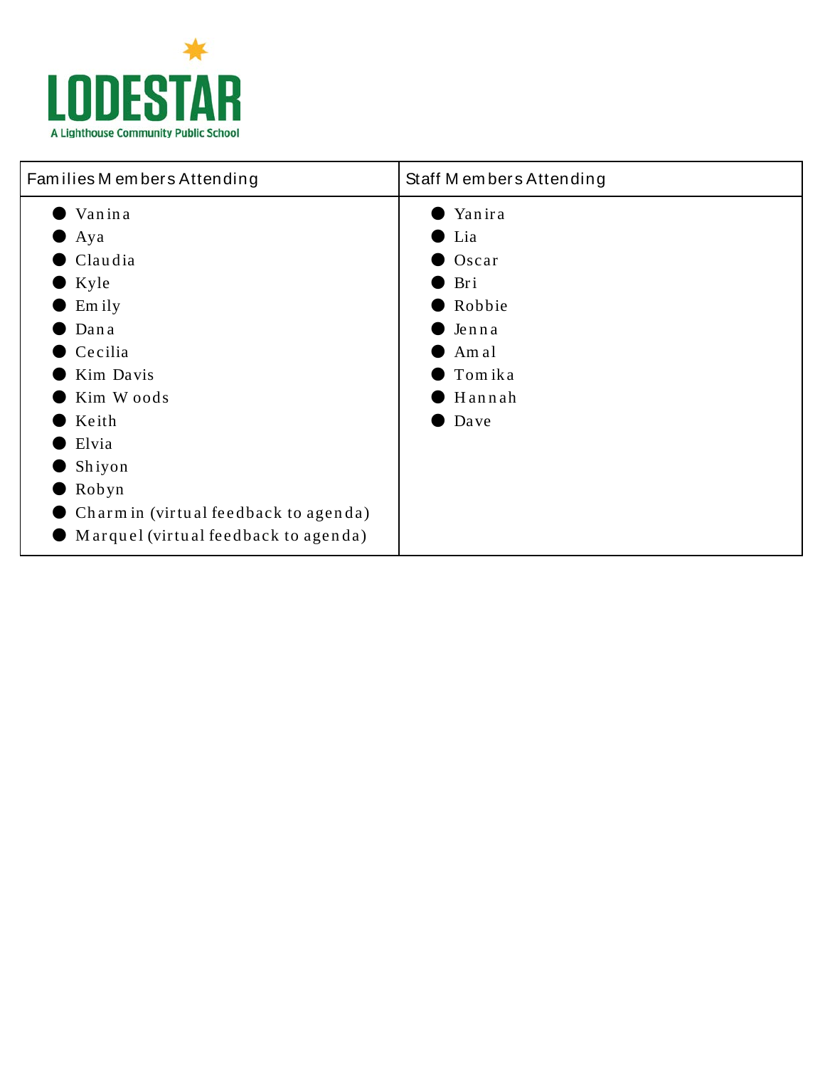LODESTAR

A Lighthouse Community Public School

| Families Members Attending | Staff Members Attending |
| --- | --- |
| • Vanina<br>• Aya<br>• Claudia<br>• Kyle<br>• Emily<br>• Dana<br>• Cecilia<br>• Kim Davis<br>• Kim Woods<br>• Keith<br>• Elvia<br>• Shiyon<br>• Robyn<br>• Charmin (virtual feedback to agenda)<br>• Marquel (virtual feedback to agenda) | • Yanira<br>• Lia<br>• Oscar<br>• Bri<br>• Robbie<br>• Jenna<br>• Amal<br>• Tomika<br>• Hannah<br>• Dave |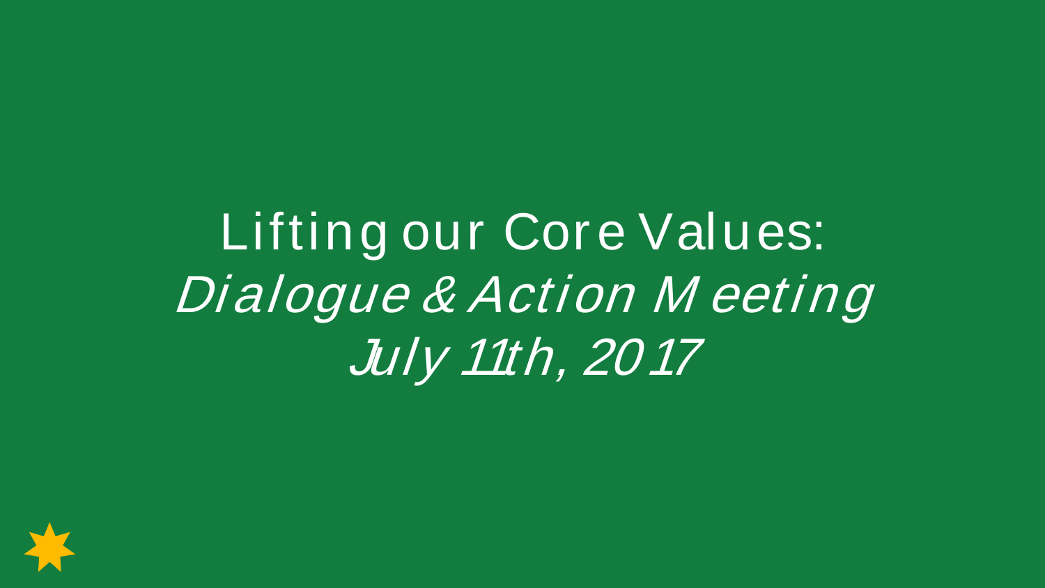# Lifting our Core Values:

*Dialogue & Action Meeting*

*July 11th, 2017*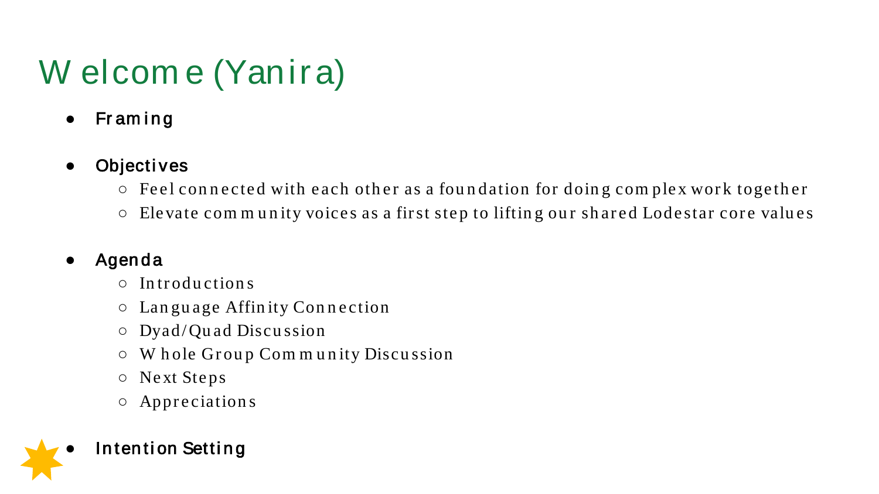# Welcome (Yanira)

- **Framing**
- **Objectives**
  - Feel connected with each other as a foundation for doing complex work together
  - Elevate community voices as a first step to lifting our shared Lodestar core values
- **Agenda**
  - Introductions
  - Language Affinity Connection
  - Dyad/Quad Discussion
  - Whole Group Community Discussion
  - Next Steps
  - Appreciations
- **Intention Setting**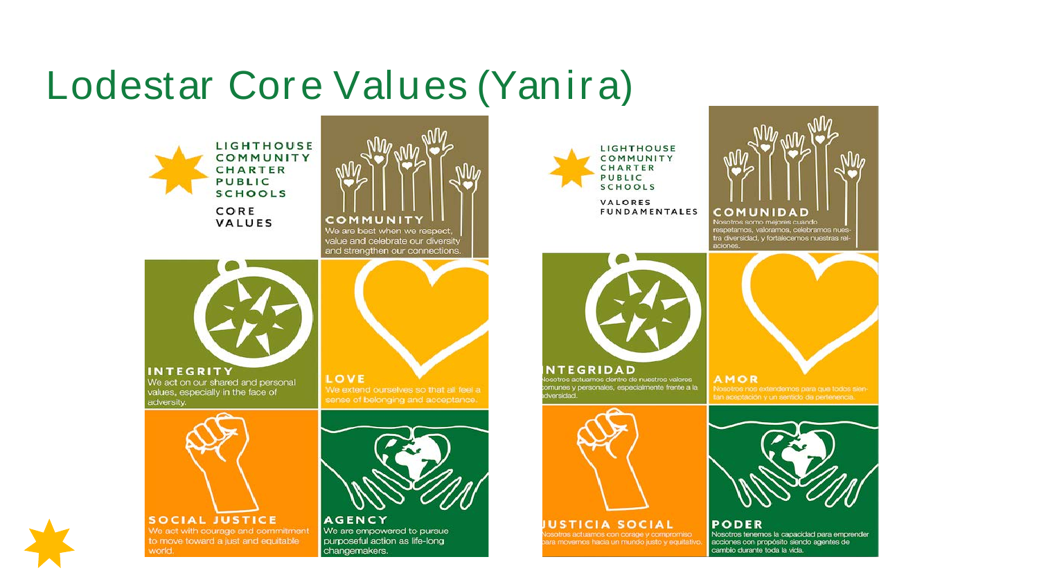# Lodestar Core Values (Yanira)

LIGHTHOUSE COMMUNITY CHARTER PUBLIC SCHOOLS

CORE VALUES

**COMMUNITY**
We are best when we respect, value and celebrate our diversity and strengthen our connections.

**INTEGRITY**
We act on our shared and personal values, especially in the face of adversity.

**LOVE**
We extend ourselves so that all feel a sense of belonging and acceptance.

**SOCIAL JUSTICE**
We act with courage and commitment to move toward a just and equitable world.

**AGENCY**
We are empowered to pursue purposeful action as life-long changemakers.

LIGHTHOUSE COMMUNITY CHARTER PUBLIC SCHOOLS

VALORES FUNDAMENTALES

**COMUNIDAD**
Nosotros somo mejores cuando respetamos, valoramos, celebramos nuestra diversidad, y fortalecemos nuestras relaciones.

**INTEGRIDAD**
Nosotros actuamos dentro de nuestros valores comunes y personales, especialmente frente a la adversidad.

**AMOR**
Nosotros nos extendemos para que todos sientan aceptación y un sentido de pertenencia.

**JUSTICIA SOCIAL**
Nosotros actuamos con corage y compromiso para movernos hacia un mundo justo y equitativo.

**PODER**
Nosotros tenemos la capacidad para emprender acciones con propósito siendo agentes de cambio durante toda la vida.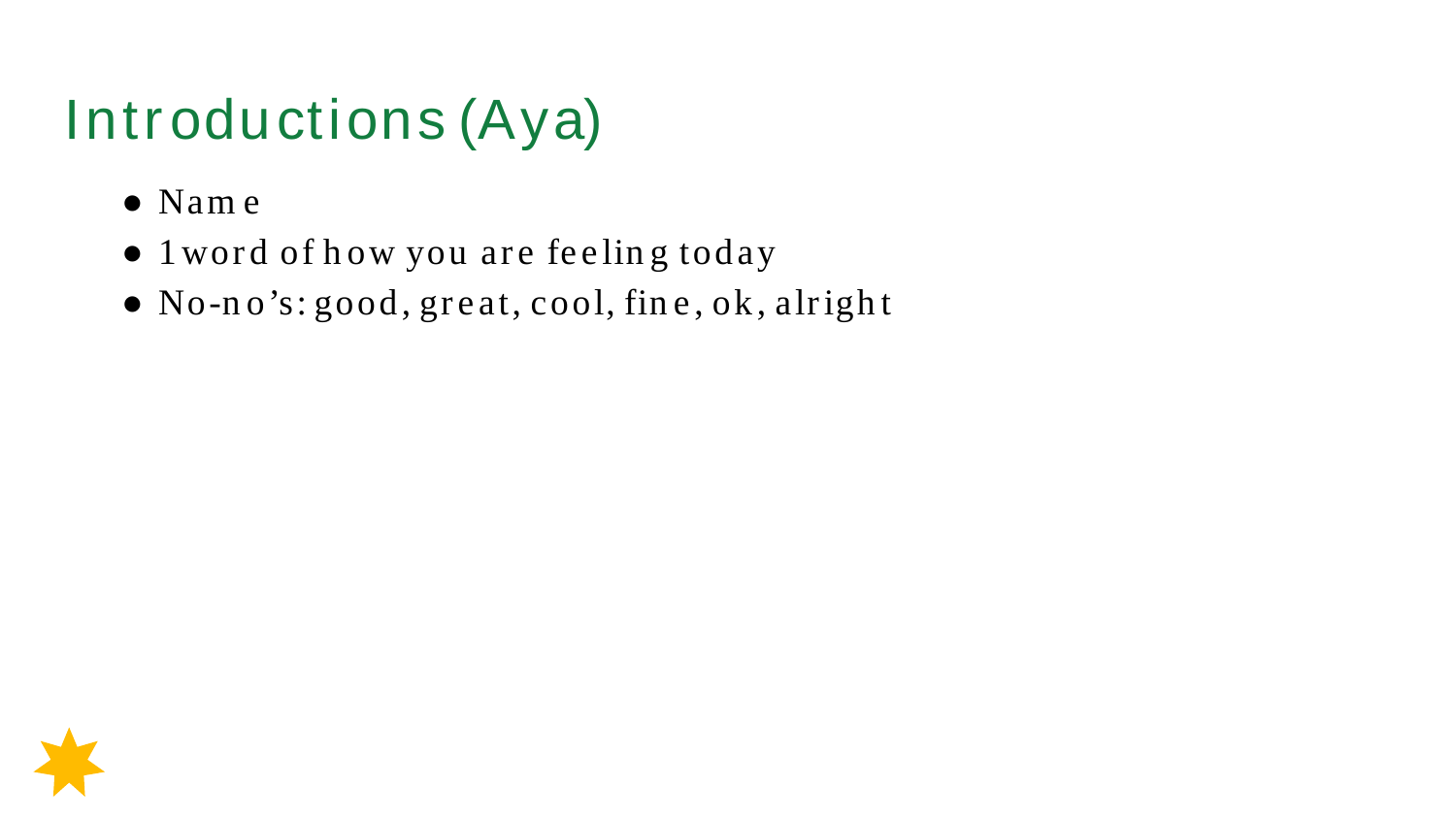# Introductions (Aya)

- Name
- 1 word of how you are feeling today
- No-no's: good, great, cool, fine, ok, alright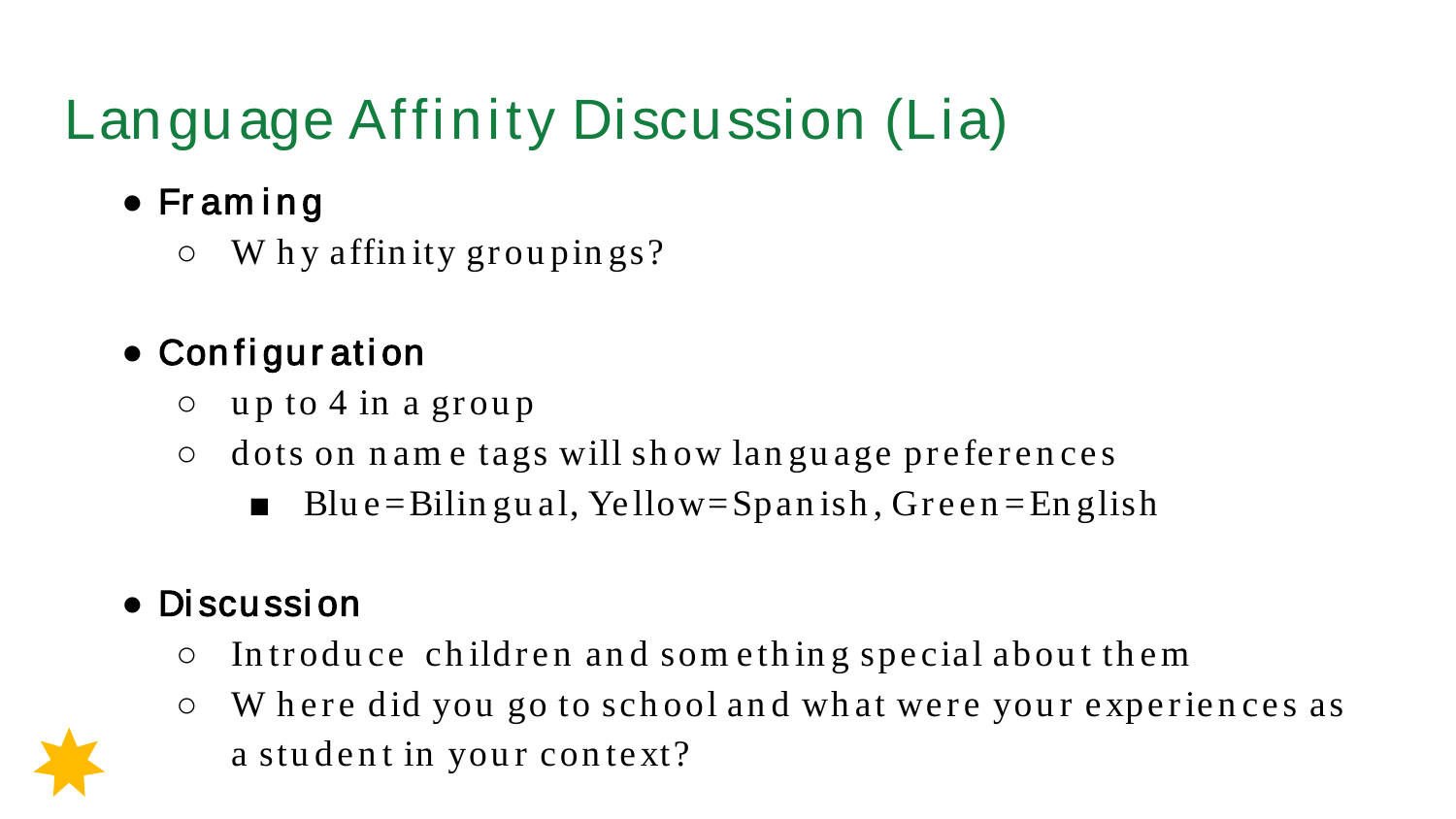# Language Affinity Discussion (Lia)

- **Framing**
  - Why affinity groupings?

- **Configuration**
  - up to 4 in a group
  - dots on name tags will show language preferences
    - Blue=Bilingual, Yellow=Spanish, Green=English

- **Discussion**
  - Introduce children and something special about them
  - Where did you go to school and what were your experiences as a student in your context?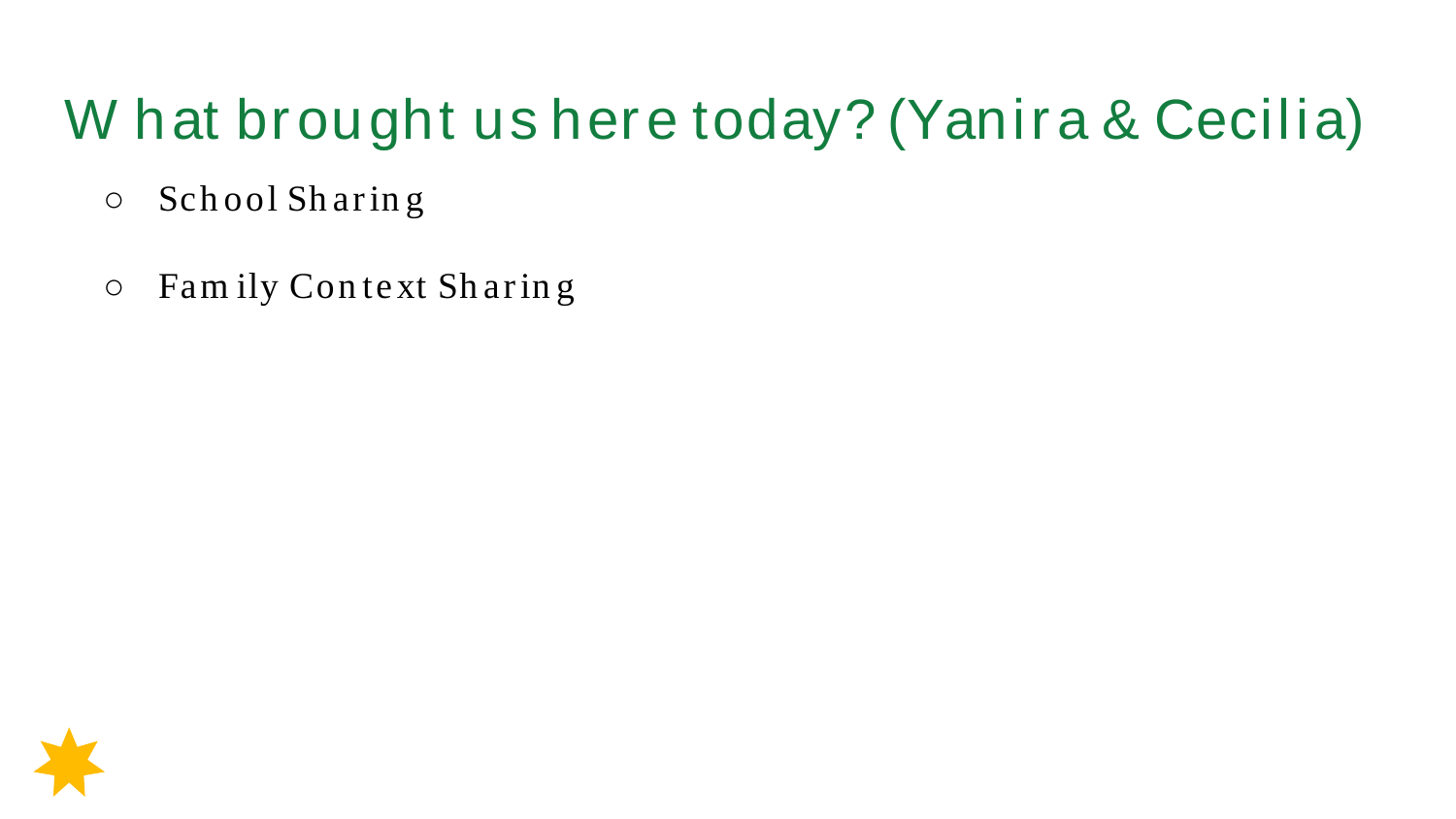# What brought us here today? (Yanira & Cecilia)

- School Sharing
- Family Context Sharing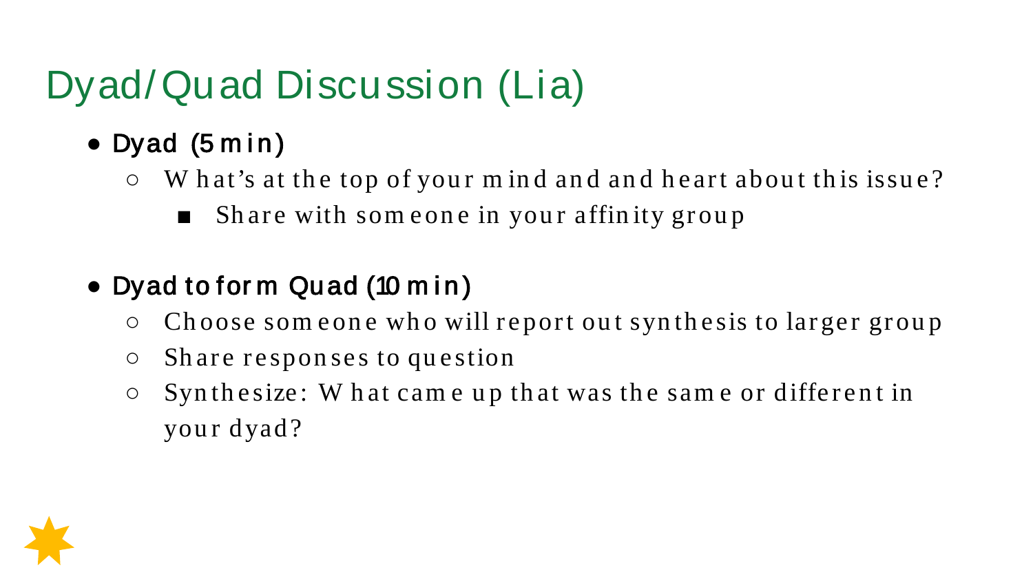# Dyad/Quad Discussion (Lia)

- Dyad (5 min)
  - What's at the top of your mind and and heart about this issue?
    - Share with someone in your affinity group

- Dyad to form Quad (10 min)
  - Choose someone who will report out synthesis to larger group
  - Share responses to question
  - Synthesize: What came up that was the same or different in your dyad?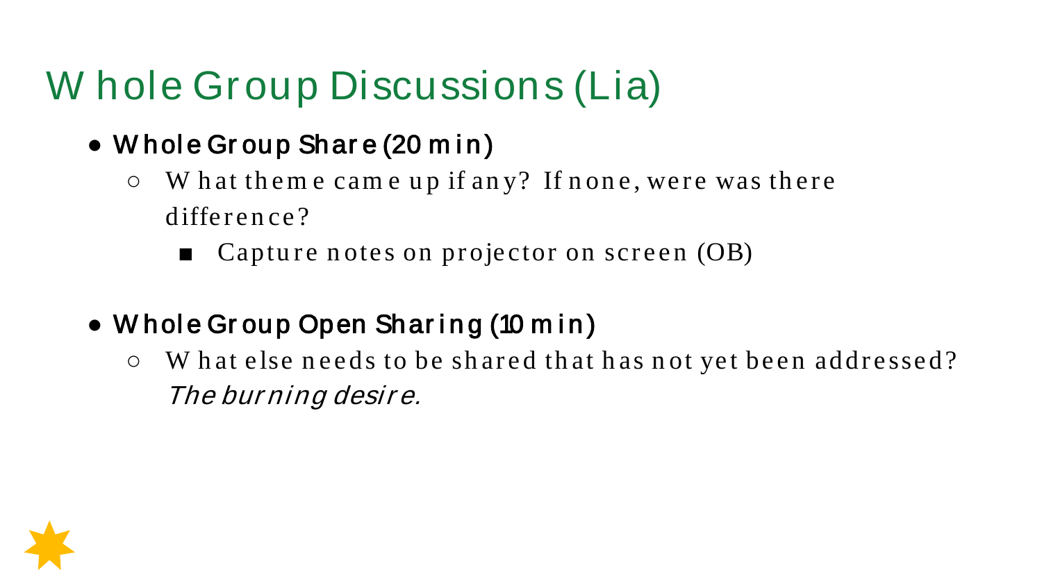# Whole Group Discussions (Lia)

- **Whole Group Share (20 min)**
  - What theme came up if any? If none, were was there difference?
    - Capture notes on projector on screen (OB)

- **Whole Group Open Sharing (10 min)**
  - What else needs to be shared that has not yet been addressed? *The burning desire.*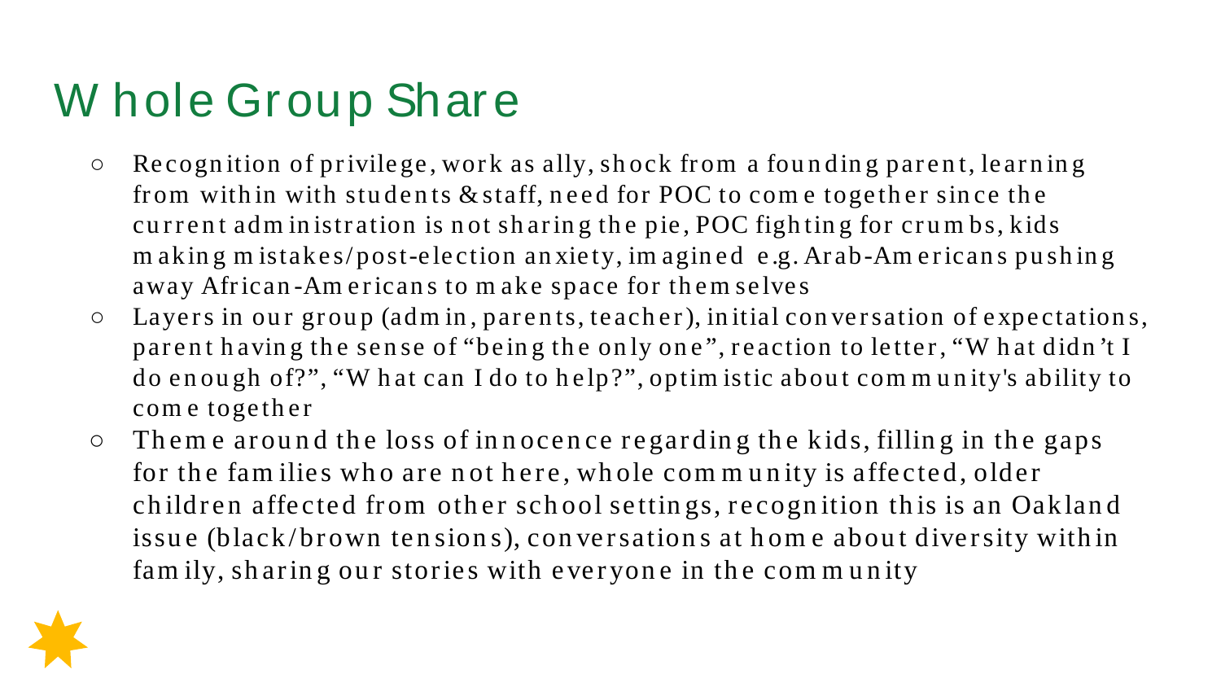# Whole Group Share

- Recognition of privilege, work as ally, shock from a founding parent, learning from within with students & staff, need for POC to come together since the current administration is not sharing the pie, POC fighting for crumbs, kids making mistakes/post-election anxiety, imagined e.g. Arab-Americans pushing away African-Americans to make space for themselves
- Layers in our group (admin, parents, teacher), initial conversation of expectations, parent having the sense of "being the only one", reaction to letter, "What didn't I do enough of?", "What can I do to help?", optimistic about community's ability to come together
- Theme around the loss of innocence regarding the kids, filling in the gaps for the families who are not here, whole community is affected, older children affected from other school settings, recognition this is an Oakland issue (black/brown tensions), conversations at home about diversity within family, sharing our stories with everyone in the community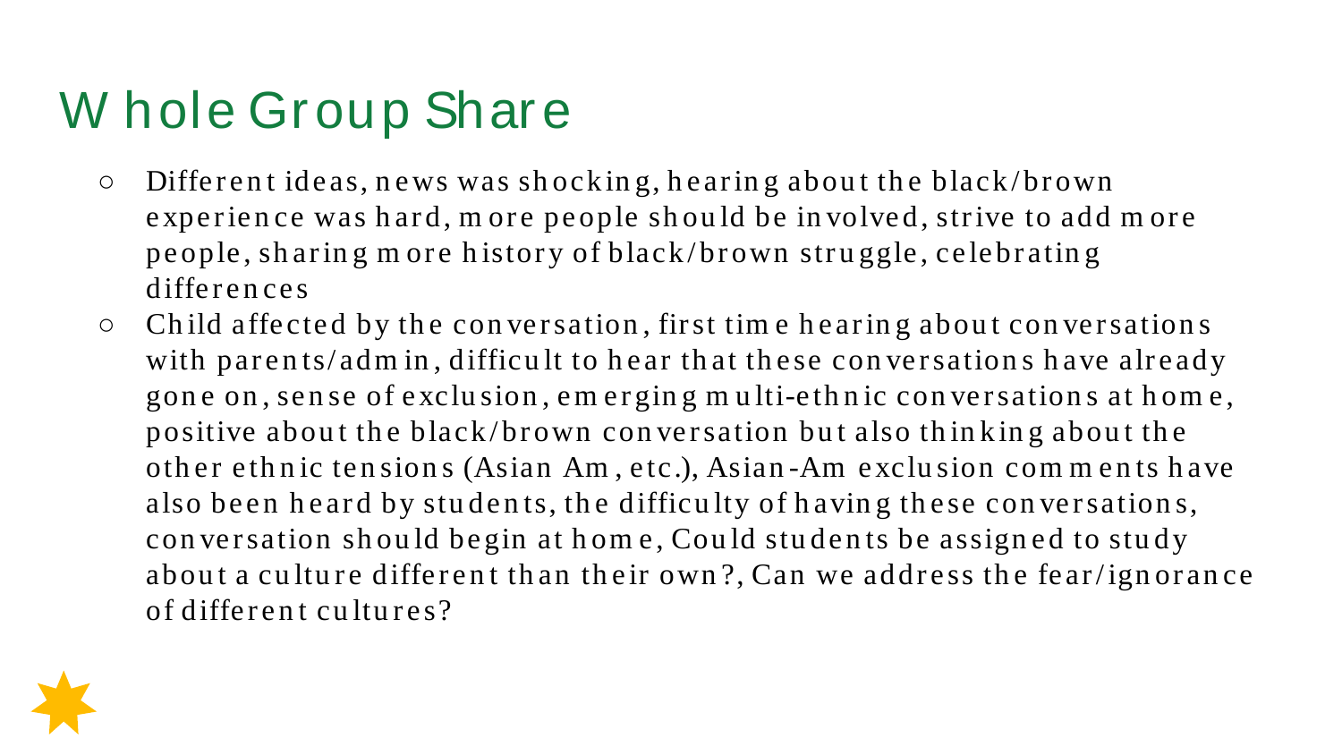# Whole Group Share

- Different ideas, news was shocking, hearing about the black/brown experience was hard, more people should be involved, strive to add more people, sharing more history of black/brown struggle, celebrating differences
- Child affected by the conversation, first time hearing about conversations with parents/admin, difficult to hear that these conversations have already gone on, sense of exclusion, emerging multi-ethnic conversations at home, positive about the black/brown conversation but also thinking about the other ethnic tensions (Asian Am, etc.), Asian-Am exclusion comments have also been heard by students, the difficulty of having these conversations, conversation should begin at home, Could students be assigned to study about a culture different than their own?, Can we address the fear/ignorance of different cultures?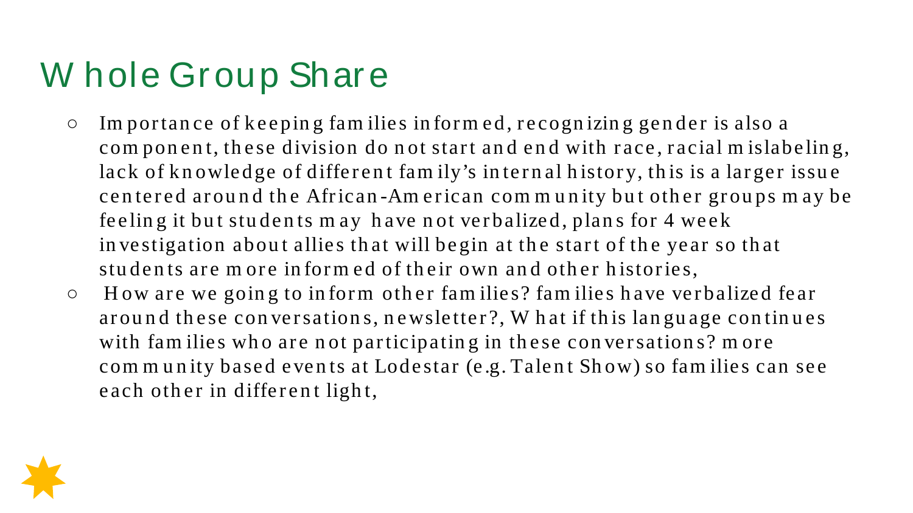# Whole Group Share

- Importance of keeping families informed, recognizing gender is also a component, these division do not start and end with race, racial mislabeling, lack of knowledge of different family's internal history, this is a larger issue centered around the African-American community but other groups may be feeling it but students may have not verbalized, plans for 4 week investigation about allies that will begin at the start of the year so that students are more informed of their own and other histories,
- How are we going to inform other families? families have verbalized fear around these conversations, newsletter?, What if this language continues with families who are not participating in these conversations? more community based events at Lodestar (e.g. Talent Show) so families can see each other in different light,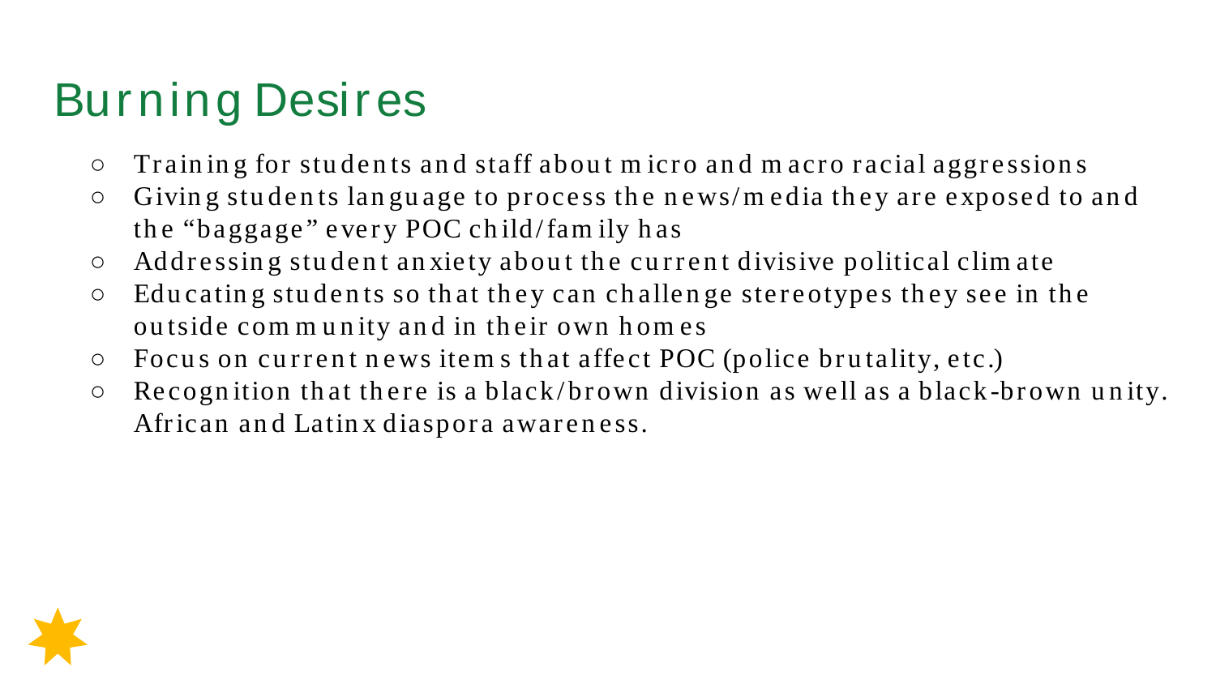# Burning Desires

- Training for students and staff about micro and macro racial aggressions
- Giving students language to process the news/media they are exposed to and the "baggage" every POC child/family has
- Addressing student anxiety about the current divisive political climate
- Educating students so that they can challenge stereotypes they see in the outside community and in their own homes
- Focus on current news items that affect POC (police brutality, etc.)
- Recognition that there is a black/brown division as well as a black-brown unity. African and Latinx diaspora awareness.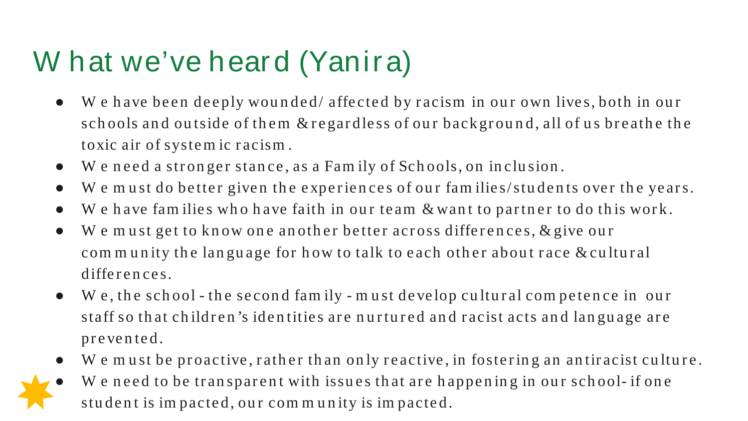# What we've heard (Yanira)

- We have been deeply wounded/ affected by racism in our own lives, both in our schools and outside of them & regardless of our background, all of us breathe the toxic air of systemic racism.
- We need a stronger stance, as a Family of Schools, on inclusion.
- We must do better given the experiences of our families/students over the years.
- We have families who have faith in our team & want to partner to do this work.
- We must get to know one another better across differences, & give our community the language for how to talk to each other about race & cultural differences.
- We, the school - the second family - must develop cultural competence in our staff so that children's identities are nurtured and racist acts and language are prevented.
- We must be proactive, rather than only reactive, in fostering an antiracist culture.
- We need to be transparent with issues that are happening in our school- if one student is impacted, our community is impacted.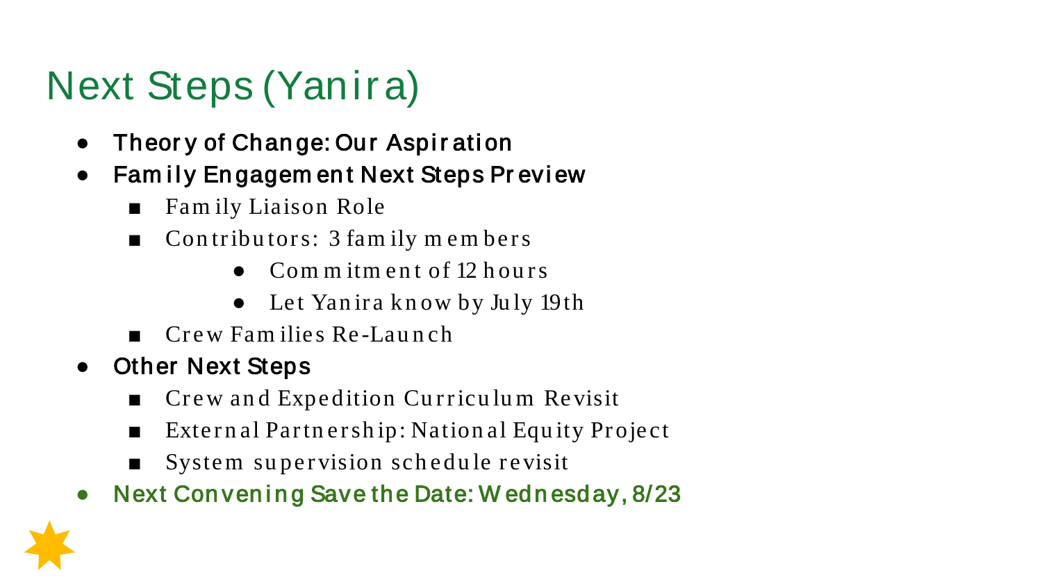# Next Steps (Yanira)

- **Theory of Change: Our Aspiration**
- **Family Engagement Next Steps Preview**
  - Family Liaison Role
  - Contributors: 3 family members
    - Commitment of 12 hours
    - Let Yanira know by July 19th
  - Crew Families Re-Launch
- **Other Next Steps**
  - Crew and Expedition Curriculum Revisit
  - External Partnership: National Equity Project
  - System supervision schedule revisit
- **Next Convening Save the Date: Wednesday, 8/23**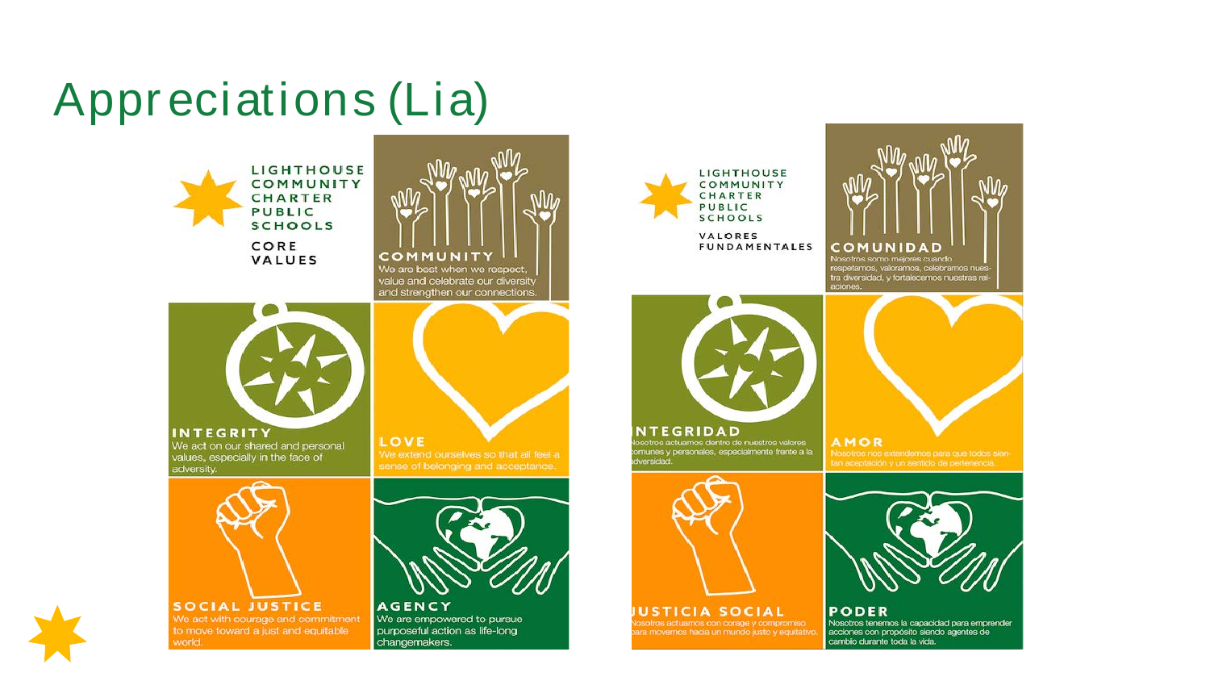# Appreciations (Lia)

LIGHTHOUSE COMMUNITY CHARTER PUBLIC SCHOOLS

CORE VALUES

**COMMUNITY**
We are best when we respect, value and celebrate our diversity and strengthen our connections.

**INTEGRITY**
We act on our shared and personal values, especially in the face of adversity.

**LOVE**
We extend ourselves so that all feel a sense of belonging and acceptance.

**SOCIAL JUSTICE**
We act with courage and commitment to move toward a just and equitable world.

**AGENCY**
We are empowered to pursue purposeful action as life-long changemakers.

LIGHTHOUSE COMMUNITY CHARTER PUBLIC SCHOOLS

VALORES FUNDAMENTALES

**COMUNIDAD**
Nosotros somo mejores cuando respetamos, valoramos, celebramos nuestra diversidad, y fortalecemos nuestras relaciones.

**INTEGRIDAD**
Nosotros actuamos dentro de nuestros valores comunes y personales, especialmente frente a la adversidad.

**AMOR**
Nosotros nos extendemos para que todos sientan aceptación y un sentido de pertenencia.

**JUSTICIA SOCIAL**
Nosotros actuamos con corage y compromiso para movernos hacia un mundo justo y equitativo.

**PODER**
Nosotros tenemos la capacidad para emprender acciones con propósito siendo agentes de cambio durante toda la vida.